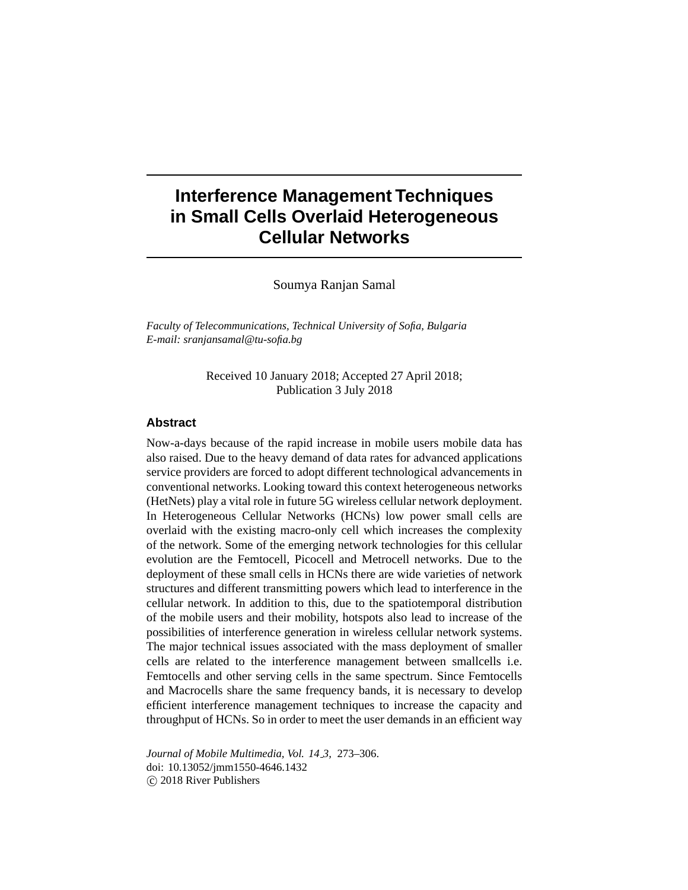# Interference Management Techniques in Small Cells Overlaid Heterogeneous Cellular Networks

Soumya Ranjan Samal

*Faculty of Telecommunications, Technical University of Sofia, Bulgaria*
*E-mail: sranjansamal@tu-sofia.bg*

Received 10 January 2018; Accepted 27 April 2018;
Publication 3 July 2018

## Abstract

Now-a-days because of the rapid increase in mobile users mobile data has also raised. Due to the heavy demand of data rates for advanced applications service providers are forced to adopt different technological advancements in conventional networks. Looking toward this context heterogeneous networks (HetNets) play a vital role in future 5G wireless cellular network deployment. In Heterogeneous Cellular Networks (HCNs) low power small cells are overlaid with the existing macro-only cell which increases the complexity of the network. Some of the emerging network technologies for this cellular evolution are the Femtocell, Picocell and Metrocell networks. Due to the deployment of these small cells in HCNs there are wide varieties of network structures and different transmitting powers which lead to interference in the cellular network. In addition to this, due to the spatiotemporal distribution of the mobile users and their mobility, hotspots also lead to increase of the possibilities of interference generation in wireless cellular network systems. The major technical issues associated with the mass deployment of smaller cells are related to the interference management between smallcells i.e. Femtocells and other serving cells in the same spectrum. Since Femtocells and Macrocells share the same frequency bands, it is necessary to develop efficient interference management techniques to increase the capacity and throughput of HCNs. So in order to meet the user demands in an efficient way

*Journal of Mobile Multimedia, Vol. 14_3,* 273–306.
doi: 10.13052/jmm1550-4646.1432
© 2018 River Publishers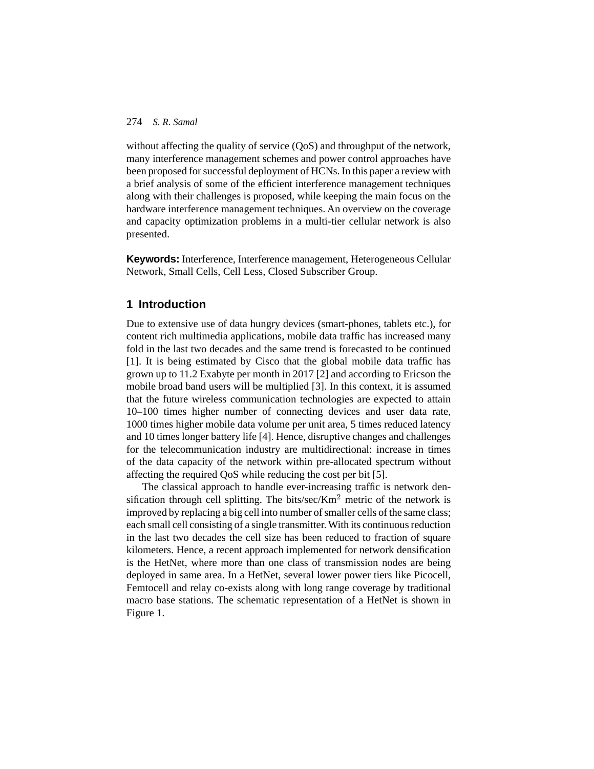without affecting the quality of service (QoS) and throughput of the network, many interference management schemes and power control approaches have been proposed for successful deployment of HCNs. In this paper a review with a brief analysis of some of the efficient interference management techniques along with their challenges is proposed, while keeping the main focus on the hardware interference management techniques. An overview on the coverage and capacity optimization problems in a multi-tier cellular network is also presented.

**Keywords:** Interference, Interference management, Heterogeneous Cellular Network, Small Cells, Cell Less, Closed Subscriber Group.

## 1 Introduction

Due to extensive use of data hungry devices (smart-phones, tablets etc.), for content rich multimedia applications, mobile data traffic has increased many fold in the last two decades and the same trend is forecasted to be continued [1]. It is being estimated by Cisco that the global mobile data traffic has grown up to 11.2 Exabyte per month in 2017 [2] and according to Ericson the mobile broad band users will be multiplied [3]. In this context, it is assumed that the future wireless communication technologies are expected to attain 10–100 times higher number of connecting devices and user data rate, 1000 times higher mobile data volume per unit area, 5 times reduced latency and 10 times longer battery life [4]. Hence, disruptive changes and challenges for the telecommunication industry are multidirectional: increase in times of the data capacity of the network within pre-allocated spectrum without affecting the required QoS while reducing the cost per bit [5].

The classical approach to handle ever-increasing traffic is network densification through cell splitting. The bits/sec/Km$^2$ metric of the network is improved by replacing a big cell into number of smaller cells of the same class; each small cell consisting of a single transmitter. With its continuous reduction in the last two decades the cell size has been reduced to fraction of square kilometers. Hence, a recent approach implemented for network densification is the HetNet, where more than one class of transmission nodes are being deployed in same area. In a HetNet, several lower power tiers like Picocell, Femtocell and relay co-exists along with long range coverage by traditional macro base stations. The schematic representation of a HetNet is shown in Figure 1.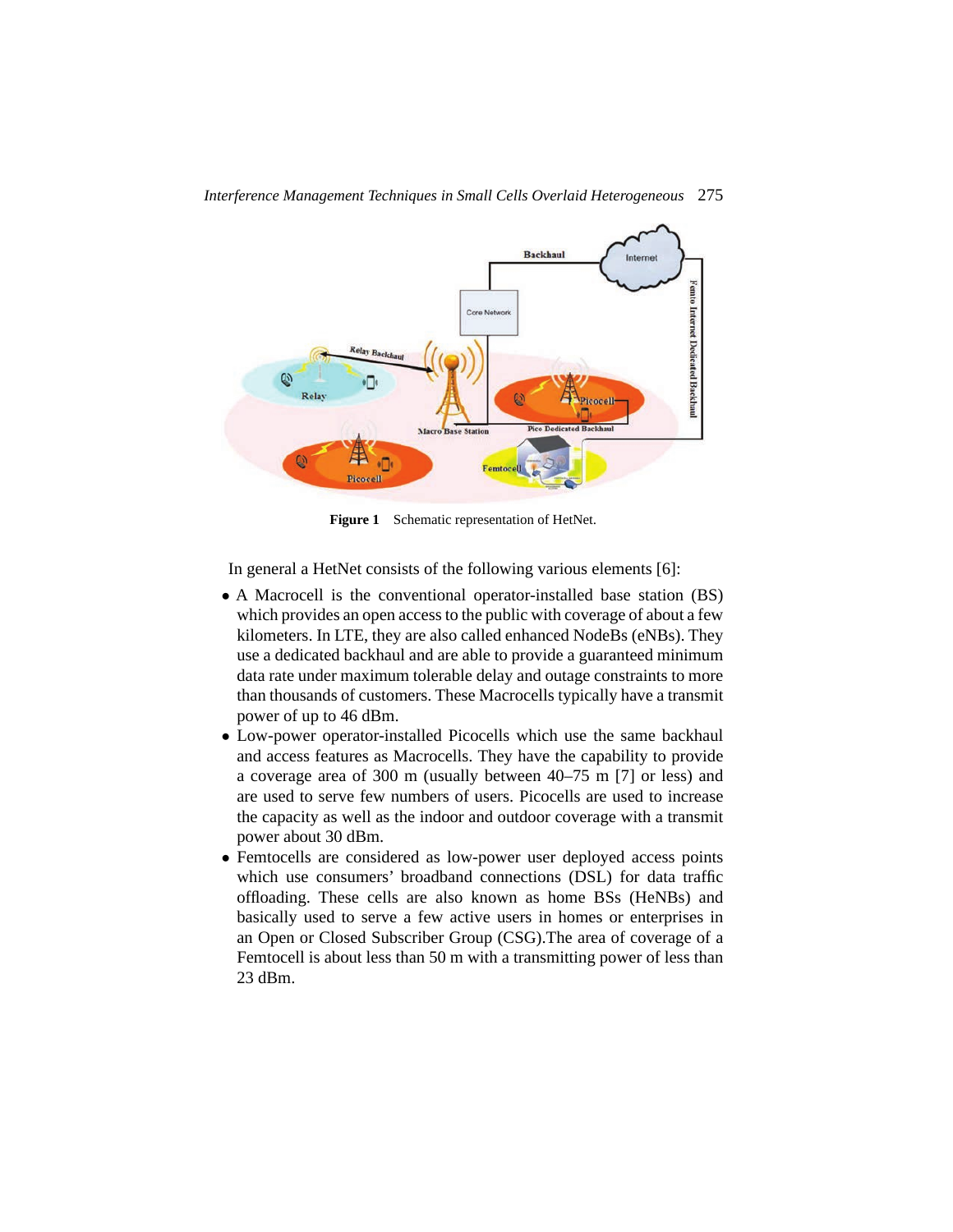Figure 1 Schematic representation of HetNet.

In general a HetNet consists of the following various elements [6]:

- A Macrocell is the conventional operator-installed base station (BS) which provides an open access to the public with coverage of about a few kilometers. In LTE, they are also called enhanced NodeBs (eNBs). They use a dedicated backhaul and are able to provide a guaranteed minimum data rate under maximum tolerable delay and outage constraints to more than thousands of customers. These Macrocells typically have a transmit power of up to 46 dBm.
- Low-power operator-installed Picocells which use the same backhaul and access features as Macrocells. They have the capability to provide a coverage area of 300 m (usually between 40–75 m [7] or less) and are used to serve few numbers of users. Picocells are used to increase the capacity as well as the indoor and outdoor coverage with a transmit power about 30 dBm.
- Femtocells are considered as low-power user deployed access points which use consumers' broadband connections (DSL) for data traffic offloading. These cells are also known as home BSs (HeNBs) and basically used to serve a few active users in homes or enterprises in an Open or Closed Subscriber Group (CSG).The area of coverage of a Femtocell is about less than 50 m with a transmitting power of less than 23 dBm.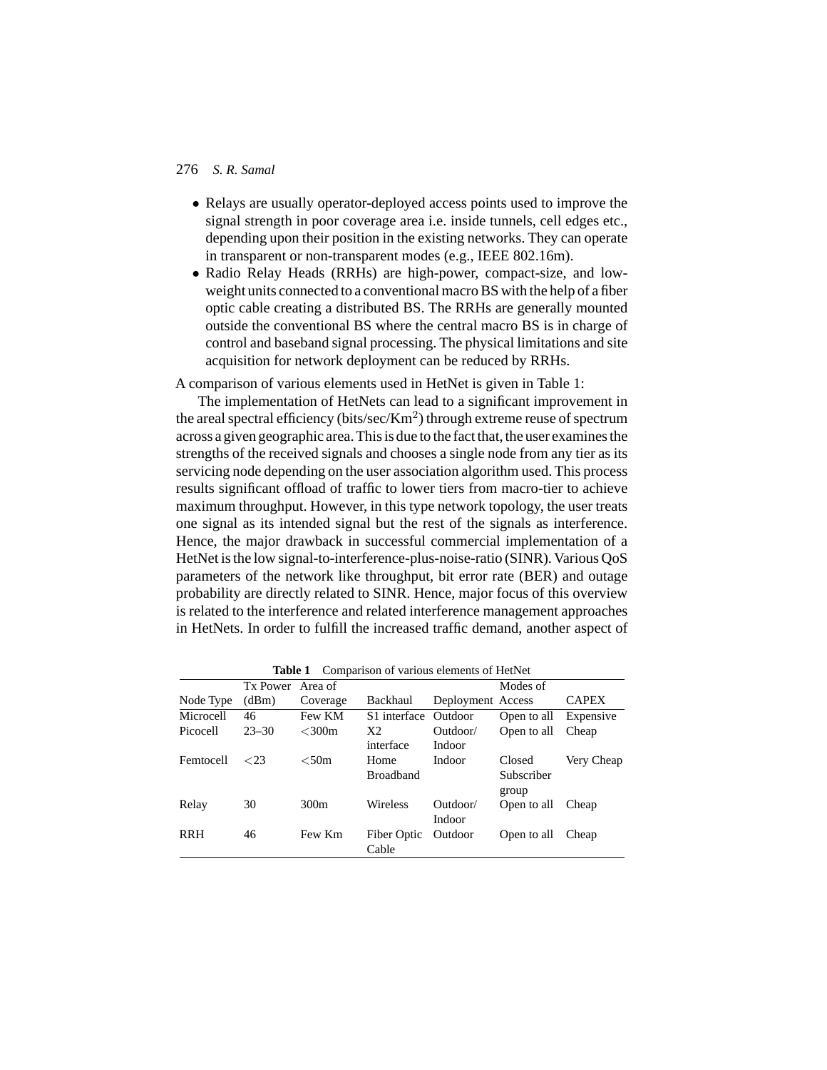- Relays are usually operator-deployed access points used to improve the signal strength in poor coverage area i.e. inside tunnels, cell edges etc., depending upon their position in the existing networks. They can operate in transparent or non-transparent modes (e.g., IEEE 802.16m).
- Radio Relay Heads (RRHs) are high-power, compact-size, and low-weight units connected to a conventional macro BS with the help of a fiber optic cable creating a distributed BS. The RRHs are generally mounted outside the conventional BS where the central macro BS is in charge of control and baseband signal processing. The physical limitations and site acquisition for network deployment can be reduced by RRHs.

A comparison of various elements used in HetNet is given in Table 1:

The implementation of HetNets can lead to a significant improvement in the areal spectral efficiency (bits/sec/Km$^2$) through extreme reuse of spectrum across a given geographic area. This is due to the fact that, the user examines the strengths of the received signals and chooses a single node from any tier as its servicing node depending on the user association algorithm used. This process results significant offload of traffic to lower tiers from macro-tier to achieve maximum throughput. However, in this type network topology, the user treats one signal as its intended signal but the rest of the signals as interference. Hence, the major drawback in successful commercial implementation of a HetNet is the low signal-to-interference-plus-noise-ratio (SINR). Various QoS parameters of the network like throughput, bit error rate (BER) and outage probability are directly related to SINR. Hence, major focus of this overview is related to the interference and related interference management approaches in HetNets. In order to fulfill the increased traffic demand, another aspect of

**Table 1** Comparison of various elements of HetNet

| Node Type | Tx Power (dBm) | Area of Coverage | Backhaul | Deployment | Modes of Access | CAPEX |
|---|---|---|---|---|---|---|
| Microcell | 46 | Few KM | S1 interface | Outdoor | Open to all | Expensive |
| Picocell | 23–30 | <300m | X2 interface | Outdoor/ Indoor | Open to all | Cheap |
| Femtocell | <23 | <50m | Home Broadband | Indoor | Closed Subscriber group | Very Cheap |
| Relay | 30 | 300m | Wireless | Outdoor/ Indoor | Open to all | Cheap |
| RRH | 46 | Few Km | Fiber Optic Cable | Outdoor | Open to all | Cheap |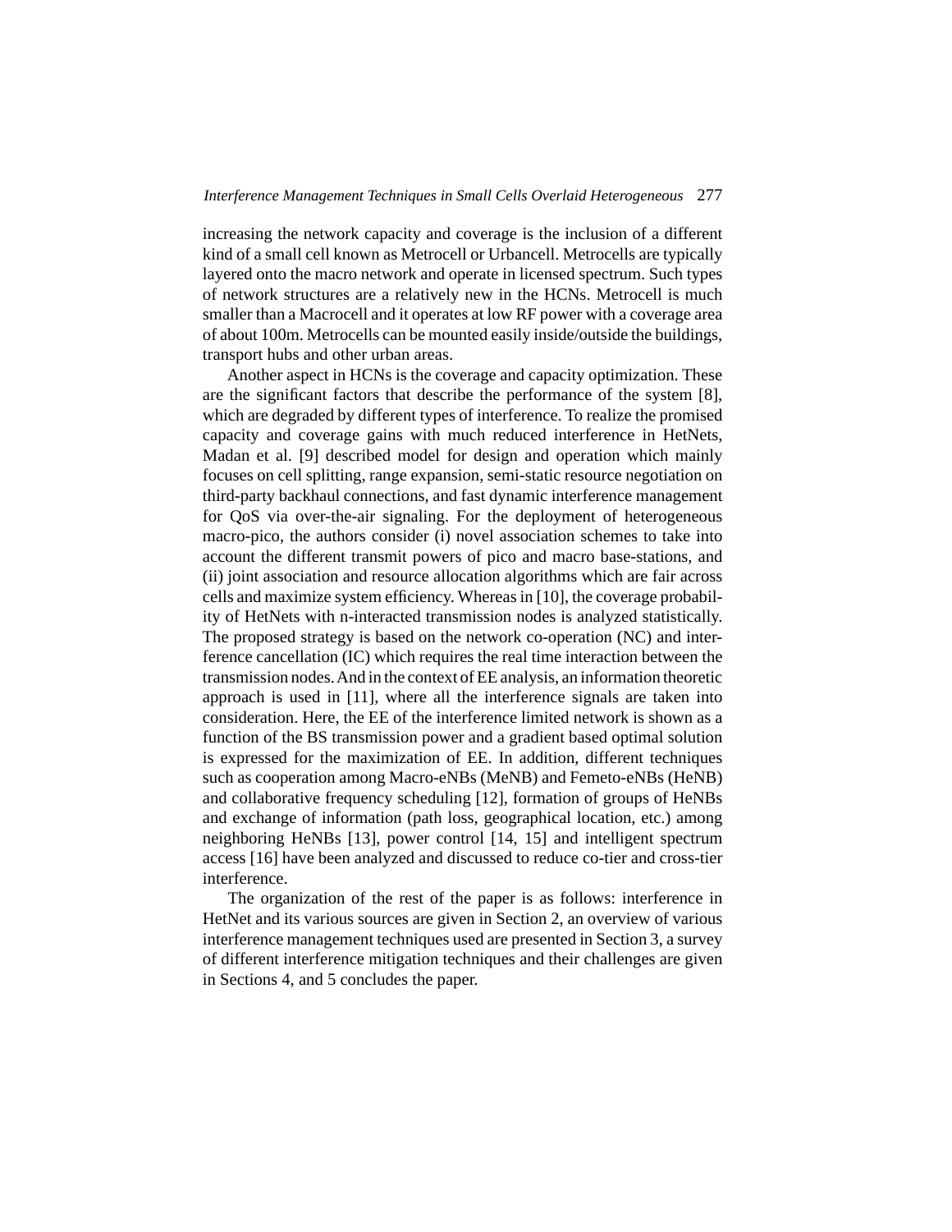increasing the network capacity and coverage is the inclusion of a different kind of a small cell known as Metrocell or Urbancell. Metrocells are typically layered onto the macro network and operate in licensed spectrum. Such types of network structures are a relatively new in the HCNs. Metrocell is much smaller than a Macrocell and it operates at low RF power with a coverage area of about 100m. Metrocells can be mounted easily inside/outside the buildings, transport hubs and other urban areas.

Another aspect in HCNs is the coverage and capacity optimization. These are the significant factors that describe the performance of the system [8], which are degraded by different types of interference. To realize the promised capacity and coverage gains with much reduced interference in HetNets, Madan et al. [9] described model for design and operation which mainly focuses on cell splitting, range expansion, semi-static resource negotiation on third-party backhaul connections, and fast dynamic interference management for QoS via over-the-air signaling. For the deployment of heterogeneous macro-pico, the authors consider (i) novel association schemes to take into account the different transmit powers of pico and macro base-stations, and (ii) joint association and resource allocation algorithms which are fair across cells and maximize system efficiency. Whereas in [10], the coverage probability of HetNets with n-interacted transmission nodes is analyzed statistically. The proposed strategy is based on the network co-operation (NC) and interference cancellation (IC) which requires the real time interaction between the transmission nodes. And in the context of EE analysis, an information theoretic approach is used in [11], where all the interference signals are taken into consideration. Here, the EE of the interference limited network is shown as a function of the BS transmission power and a gradient based optimal solution is expressed for the maximization of EE. In addition, different techniques such as cooperation among Macro-eNBs (MeNB) and Femeto-eNBs (HeNB) and collaborative frequency scheduling [12], formation of groups of HeNBs and exchange of information (path loss, geographical location, etc.) among neighboring HeNBs [13], power control [14, 15] and intelligent spectrum access [16] have been analyzed and discussed to reduce co-tier and cross-tier interference.

The organization of the rest of the paper is as follows: interference in HetNet and its various sources are given in Section 2, an overview of various interference management techniques used are presented in Section 3, a survey of different interference mitigation techniques and their challenges are given in Sections 4, and 5 concludes the paper.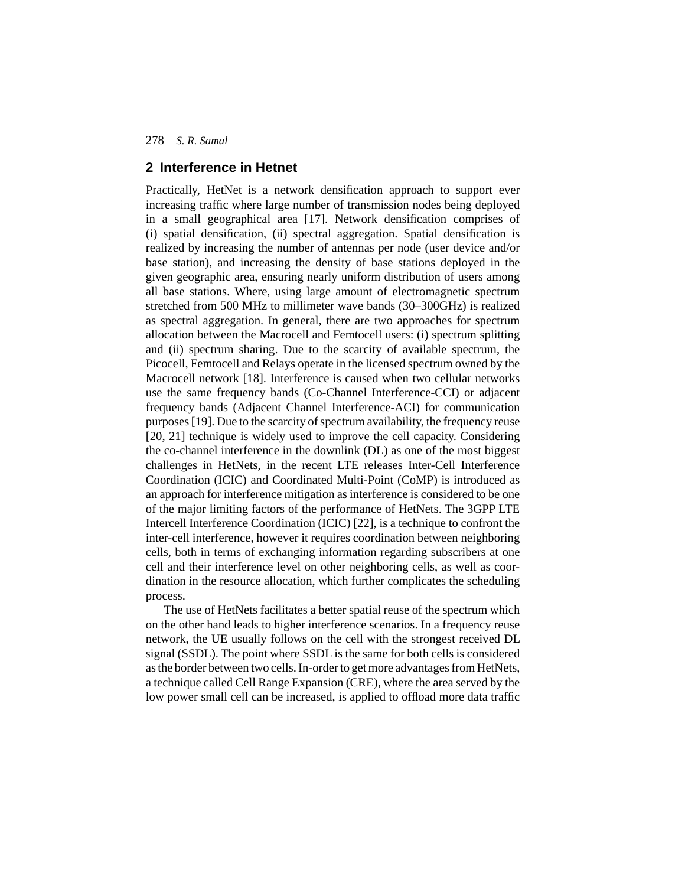## 2 Interference in Hetnet

Practically, HetNet is a network densification approach to support ever increasing traffic where large number of transmission nodes being deployed in a small geographical area [17]. Network densification comprises of (i) spatial densification, (ii) spectral aggregation. Spatial densification is realized by increasing the number of antennas per node (user device and/or base station), and increasing the density of base stations deployed in the given geographic area, ensuring nearly uniform distribution of users among all base stations. Where, using large amount of electromagnetic spectrum stretched from 500 MHz to millimeter wave bands (30–300GHz) is realized as spectral aggregation. In general, there are two approaches for spectrum allocation between the Macrocell and Femtocell users: (i) spectrum splitting and (ii) spectrum sharing. Due to the scarcity of available spectrum, the Picocell, Femtocell and Relays operate in the licensed spectrum owned by the Macrocell network [18]. Interference is caused when two cellular networks use the same frequency bands (Co-Channel Interference-CCI) or adjacent frequency bands (Adjacent Channel Interference-ACI) for communication purposes [19]. Due to the scarcity of spectrum availability, the frequency reuse [20, 21] technique is widely used to improve the cell capacity. Considering the co-channel interference in the downlink (DL) as one of the most biggest challenges in HetNets, in the recent LTE releases Inter-Cell Interference Coordination (ICIC) and Coordinated Multi-Point (CoMP) is introduced as an approach for interference mitigation as interference is considered to be one of the major limiting factors of the performance of HetNets. The 3GPP LTE Intercell Interference Coordination (ICIC) [22], is a technique to confront the inter-cell interference, however it requires coordination between neighboring cells, both in terms of exchanging information regarding subscribers at one cell and their interference level on other neighboring cells, as well as coordination in the resource allocation, which further complicates the scheduling process.

The use of HetNets facilitates a better spatial reuse of the spectrum which on the other hand leads to higher interference scenarios. In a frequency reuse network, the UE usually follows on the cell with the strongest received DL signal (SSDL). The point where SSDL is the same for both cells is considered as the border between two cells. In-order to get more advantages from HetNets, a technique called Cell Range Expansion (CRE), where the area served by the low power small cell can be increased, is applied to offload more data traffic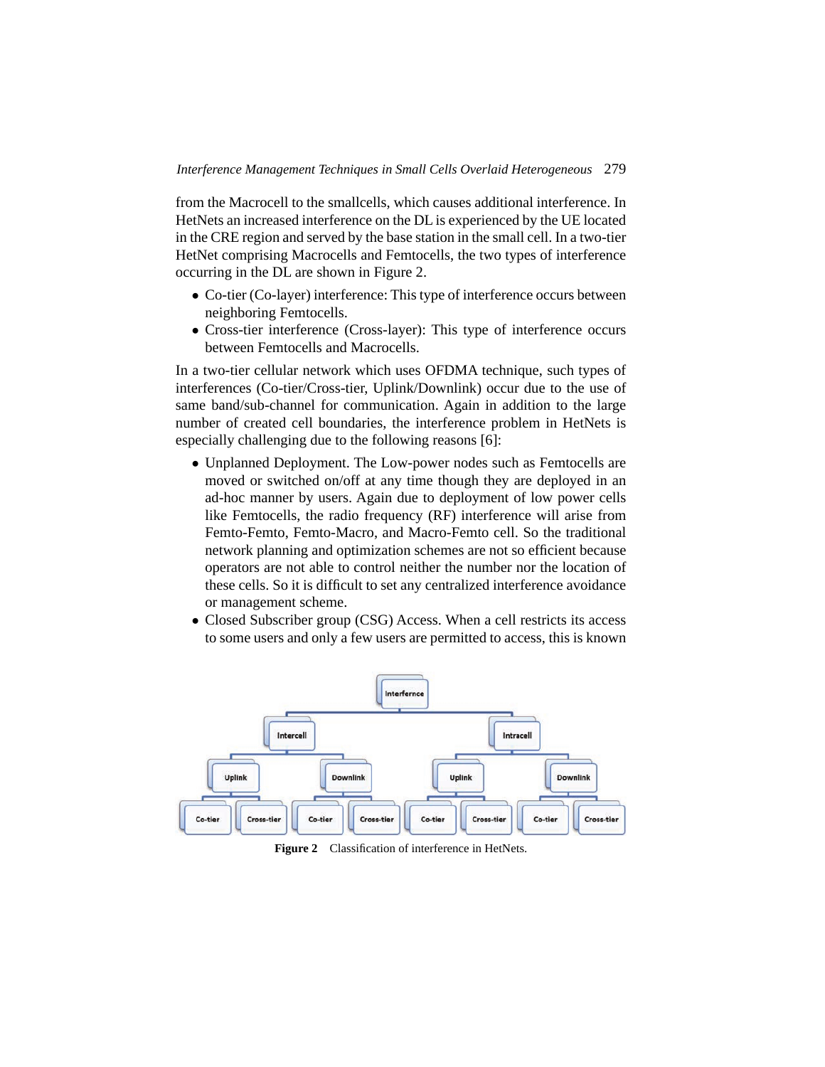from the Macrocell to the smallcells, which causes additional interference. In HetNets an increased interference on the DL is experienced by the UE located in the CRE region and served by the base station in the small cell. In a two-tier HetNet comprising Macrocells and Femtocells, the two types of interference occurring in the DL are shown in Figure 2.

- Co-tier (Co-layer) interference: This type of interference occurs between neighboring Femtocells.
- Cross-tier interference (Cross-layer): This type of interference occurs between Femtocells and Macrocells.

In a two-tier cellular network which uses OFDMA technique, such types of interferences (Co-tier/Cross-tier, Uplink/Downlink) occur due to the use of same band/sub-channel for communication. Again in addition to the large number of created cell boundaries, the interference problem in HetNets is especially challenging due to the following reasons [6]:

- Unplanned Deployment. The Low-power nodes such as Femtocells are moved or switched on/off at any time though they are deployed in an ad-hoc manner by users. Again due to deployment of low power cells like Femtocells, the radio frequency (RF) interference will arise from Femto-Femto, Femto-Macro, and Macro-Femto cell. So the traditional network planning and optimization schemes are not so efficient because operators are not able to control neither the number nor the location of these cells. So it is difficult to set any centralized interference avoidance or management scheme.
- Closed Subscriber group (CSG) Access. When a cell restricts its access to some users and only a few users are permitted to access, this is known

**Figure 2** Classification of interference in HetNets.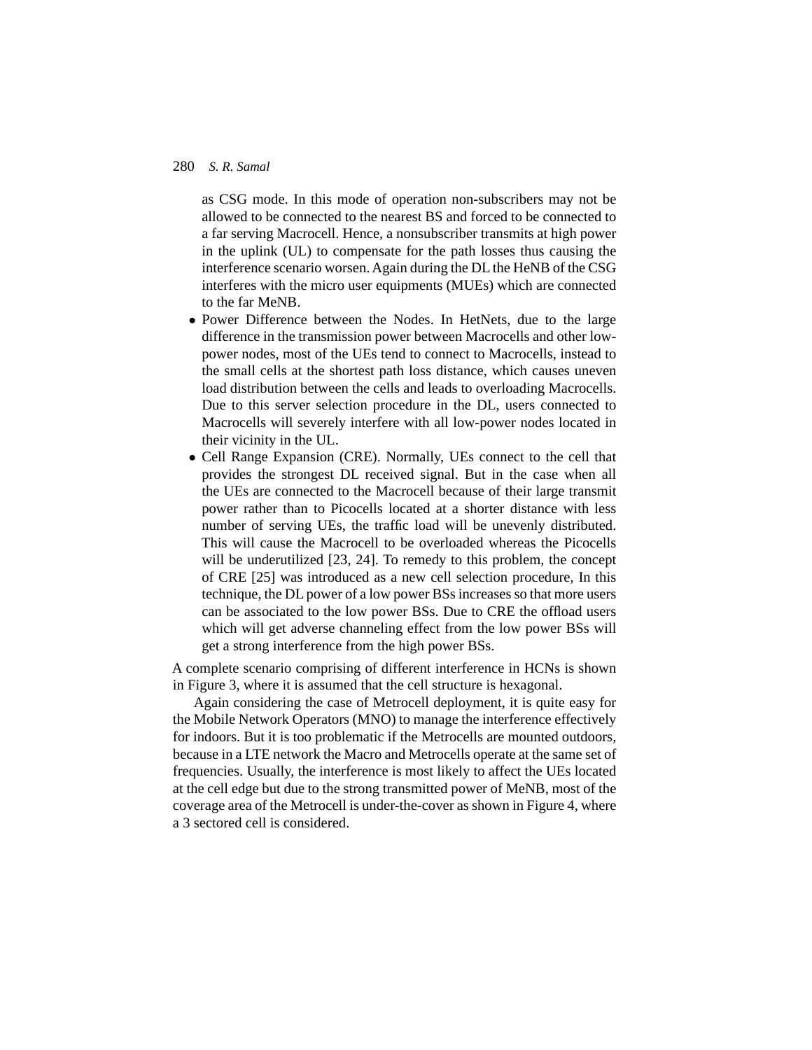as CSG mode. In this mode of operation non-subscribers may not be allowed to be connected to the nearest BS and forced to be connected to a far serving Macrocell. Hence, a nonsubscriber transmits at high power in the uplink (UL) to compensate for the path losses thus causing the interference scenario worsen. Again during the DL the HeNB of the CSG interferes with the micro user equipments (MUEs) which are connected to the far MeNB.

- Power Difference between the Nodes. In HetNets, due to the large difference in the transmission power between Macrocells and other low-power nodes, most of the UEs tend to connect to Macrocells, instead to the small cells at the shortest path loss distance, which causes uneven load distribution between the cells and leads to overloading Macrocells. Due to this server selection procedure in the DL, users connected to Macrocells will severely interfere with all low-power nodes located in their vicinity in the UL.
- Cell Range Expansion (CRE). Normally, UEs connect to the cell that provides the strongest DL received signal. But in the case when all the UEs are connected to the Macrocell because of their large transmit power rather than to Picocells located at a shorter distance with less number of serving UEs, the traffic load will be unevenly distributed. This will cause the Macrocell to be overloaded whereas the Picocells will be underutilized [23, 24]. To remedy to this problem, the concept of CRE [25] was introduced as a new cell selection procedure, In this technique, the DL power of a low power BSs increases so that more users can be associated to the low power BSs. Due to CRE the offload users which will get adverse channeling effect from the low power BSs will get a strong interference from the high power BSs.

A complete scenario comprising of different interference in HCNs is shown in Figure 3, where it is assumed that the cell structure is hexagonal.

Again considering the case of Metrocell deployment, it is quite easy for the Mobile Network Operators (MNO) to manage the interference effectively for indoors. But it is too problematic if the Metrocells are mounted outdoors, because in a LTE network the Macro and Metrocells operate at the same set of frequencies. Usually, the interference is most likely to affect the UEs located at the cell edge but due to the strong transmitted power of MeNB, most of the coverage area of the Metrocell is under-the-cover as shown in Figure 4, where a 3 sectored cell is considered.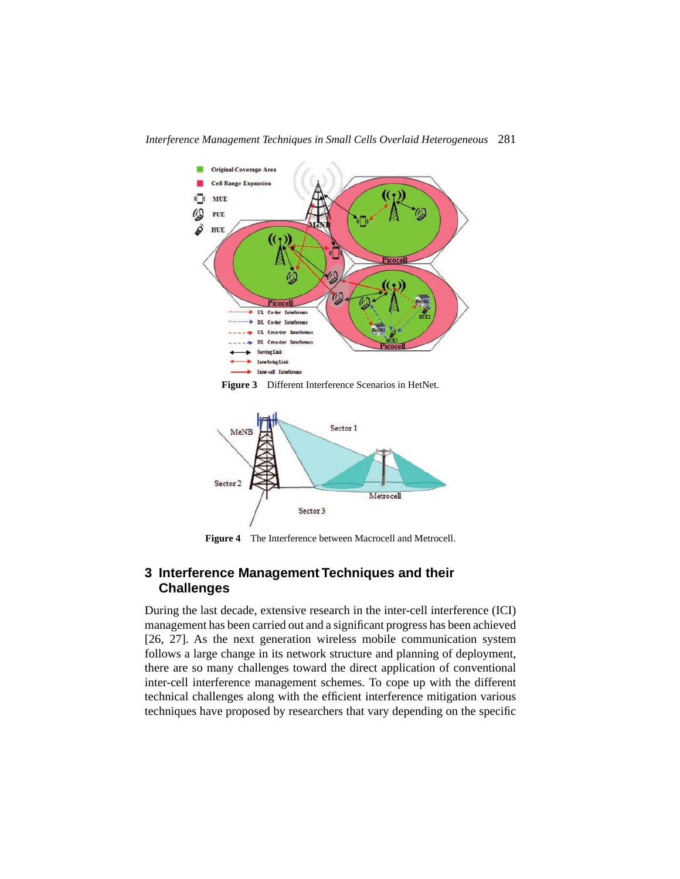Figure 3 Different Interference Scenarios in HetNet.

Figure 4 The Interference between Macrocell and Metrocell.

## 3 Interference Management Techniques and their Challenges

During the last decade, extensive research in the inter-cell interference (ICI) management has been carried out and a significant progress has been achieved [26, 27]. As the next generation wireless mobile communication system follows a large change in its network structure and planning of deployment, there are so many challenges toward the direct application of conventional inter-cell interference management schemes. To cope up with the different technical challenges along with the efficient interference mitigation various techniques have proposed by researchers that vary depending on the specific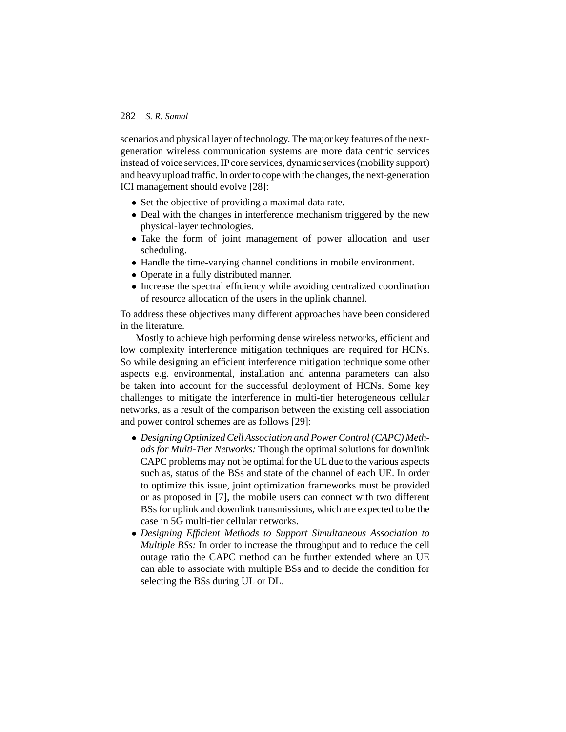scenarios and physical layer of technology. The major key features of the next-generation wireless communication systems are more data centric services instead of voice services, IP core services, dynamic services (mobility support) and heavy upload traffic. In order to cope with the changes, the next-generation ICI management should evolve [28]:

- Set the objective of providing a maximal data rate.
- Deal with the changes in interference mechanism triggered by the new physical-layer technologies.
- Take the form of joint management of power allocation and user scheduling.
- Handle the time-varying channel conditions in mobile environment.
- Operate in a fully distributed manner.
- Increase the spectral efficiency while avoiding centralized coordination of resource allocation of the users in the uplink channel.

To address these objectives many different approaches have been considered in the literature.

Mostly to achieve high performing dense wireless networks, efficient and low complexity interference mitigation techniques are required for HCNs. So while designing an efficient interference mitigation technique some other aspects e.g. environmental, installation and antenna parameters can also be taken into account for the successful deployment of HCNs. Some key challenges to mitigate the interference in multi-tier heterogeneous cellular networks, as a result of the comparison between the existing cell association and power control schemes are as follows [29]:

- *Designing Optimized Cell Association and Power Control (CAPC) Methods for Multi-Tier Networks:* Though the optimal solutions for downlink CAPC problems may not be optimal for the UL due to the various aspects such as, status of the BSs and state of the channel of each UE. In order to optimize this issue, joint optimization frameworks must be provided or as proposed in [7], the mobile users can connect with two different BSs for uplink and downlink transmissions, which are expected to be the case in 5G multi-tier cellular networks.
- *Designing Efficient Methods to Support Simultaneous Association to Multiple BSs:* In order to increase the throughput and to reduce the cell outage ratio the CAPC method can be further extended where an UE can able to associate with multiple BSs and to decide the condition for selecting the BSs during UL or DL.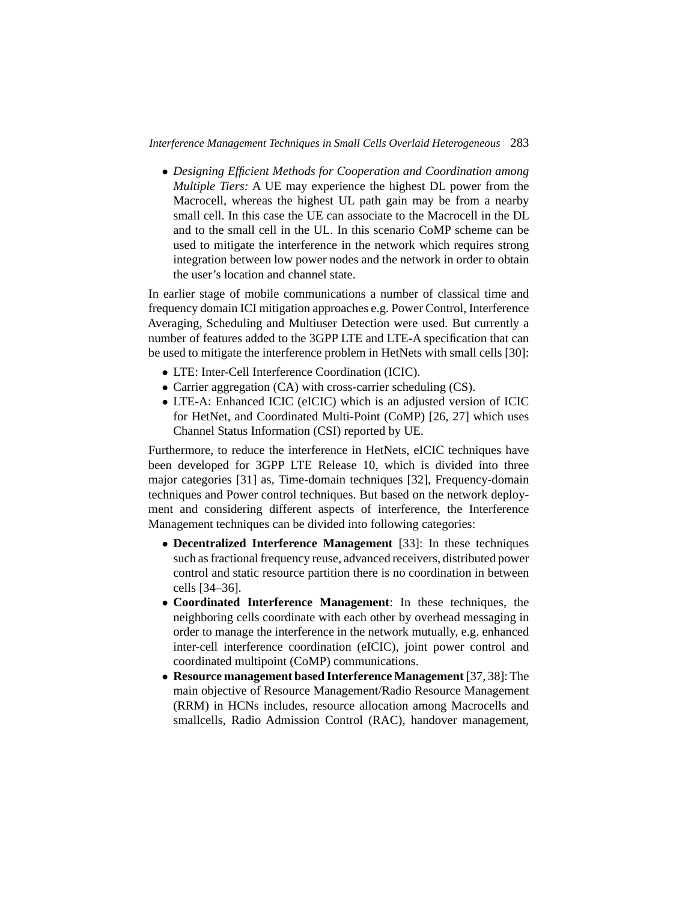- *Designing Efficient Methods for Cooperation and Coordination among Multiple Tiers:* A UE may experience the highest DL power from the Macrocell, whereas the highest UL path gain may be from a nearby small cell. In this case the UE can associate to the Macrocell in the DL and to the small cell in the UL. In this scenario CoMP scheme can be used to mitigate the interference in the network which requires strong integration between low power nodes and the network in order to obtain the user's location and channel state.

In earlier stage of mobile communications a number of classical time and frequency domain ICI mitigation approaches e.g. Power Control, Interference Averaging, Scheduling and Multiuser Detection were used. But currently a number of features added to the 3GPP LTE and LTE-A specification that can be used to mitigate the interference problem in HetNets with small cells [30]:

- LTE: Inter-Cell Interference Coordination (ICIC).
- Carrier aggregation (CA) with cross-carrier scheduling (CS).
- LTE-A: Enhanced ICIC (eICIC) which is an adjusted version of ICIC for HetNet, and Coordinated Multi-Point (CoMP) [26, 27] which uses Channel Status Information (CSI) reported by UE.

Furthermore, to reduce the interference in HetNets, eICIC techniques have been developed for 3GPP LTE Release 10, which is divided into three major categories [31] as, Time-domain techniques [32], Frequency-domain techniques and Power control techniques. But based on the network deployment and considering different aspects of interference, the Interference Management techniques can be divided into following categories:

- **Decentralized Interference Management** [33]: In these techniques such as fractional frequency reuse, advanced receivers, distributed power control and static resource partition there is no coordination in between cells [34–36].
- **Coordinated Interference Management**: In these techniques, the neighboring cells coordinate with each other by overhead messaging in order to manage the interference in the network mutually, e.g. enhanced inter-cell interference coordination (eICIC), joint power control and coordinated multipoint (CoMP) communications.
- **Resource management based Interference Management** [37, 38]: The main objective of Resource Management/Radio Resource Management (RRM) in HCNs includes, resource allocation among Macrocells and smallcells, Radio Admission Control (RAC), handover management,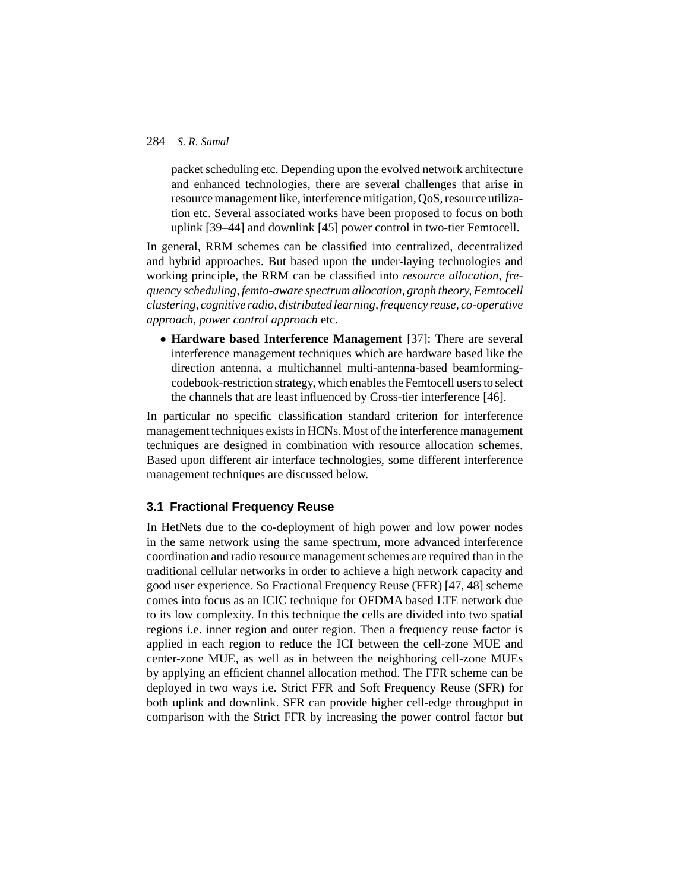packet scheduling etc. Depending upon the evolved network architecture and enhanced technologies, there are several challenges that arise in resource management like, interference mitigation, QoS, resource utilization etc. Several associated works have been proposed to focus on both uplink [39–44] and downlink [45] power control in two-tier Femtocell.

In general, RRM schemes can be classified into centralized, decentralized and hybrid approaches. But based upon the under-laying technologies and working principle, the RRM can be classified into *resource allocation, frequency scheduling, femto-aware spectrum allocation, graph theory, Femtocell clustering, cognitive radio, distributed learning, frequency reuse, co-operative approach, power control approach* etc.

- **Hardware based Interference Management** [37]: There are several interference management techniques which are hardware based like the direction antenna, a multichannel multi-antenna-based beamforming-codebook-restriction strategy, which enables the Femtocell users to select the channels that are least influenced by Cross-tier interference [46].

In particular no specific classification standard criterion for interference management techniques exists in HCNs. Most of the interference management techniques are designed in combination with resource allocation schemes. Based upon different air interface technologies, some different interference management techniques are discussed below.

### 3.1 Fractional Frequency Reuse

In HetNets due to the co-deployment of high power and low power nodes in the same network using the same spectrum, more advanced interference coordination and radio resource management schemes are required than in the traditional cellular networks in order to achieve a high network capacity and good user experience. So Fractional Frequency Reuse (FFR) [47, 48] scheme comes into focus as an ICIC technique for OFDMA based LTE network due to its low complexity. In this technique the cells are divided into two spatial regions i.e. inner region and outer region. Then a frequency reuse factor is applied in each region to reduce the ICI between the cell-zone MUE and center-zone MUE, as well as in between the neighboring cell-zone MUEs by applying an efficient channel allocation method. The FFR scheme can be deployed in two ways i.e. Strict FFR and Soft Frequency Reuse (SFR) for both uplink and downlink. SFR can provide higher cell-edge throughput in comparison with the Strict FFR by increasing the power control factor but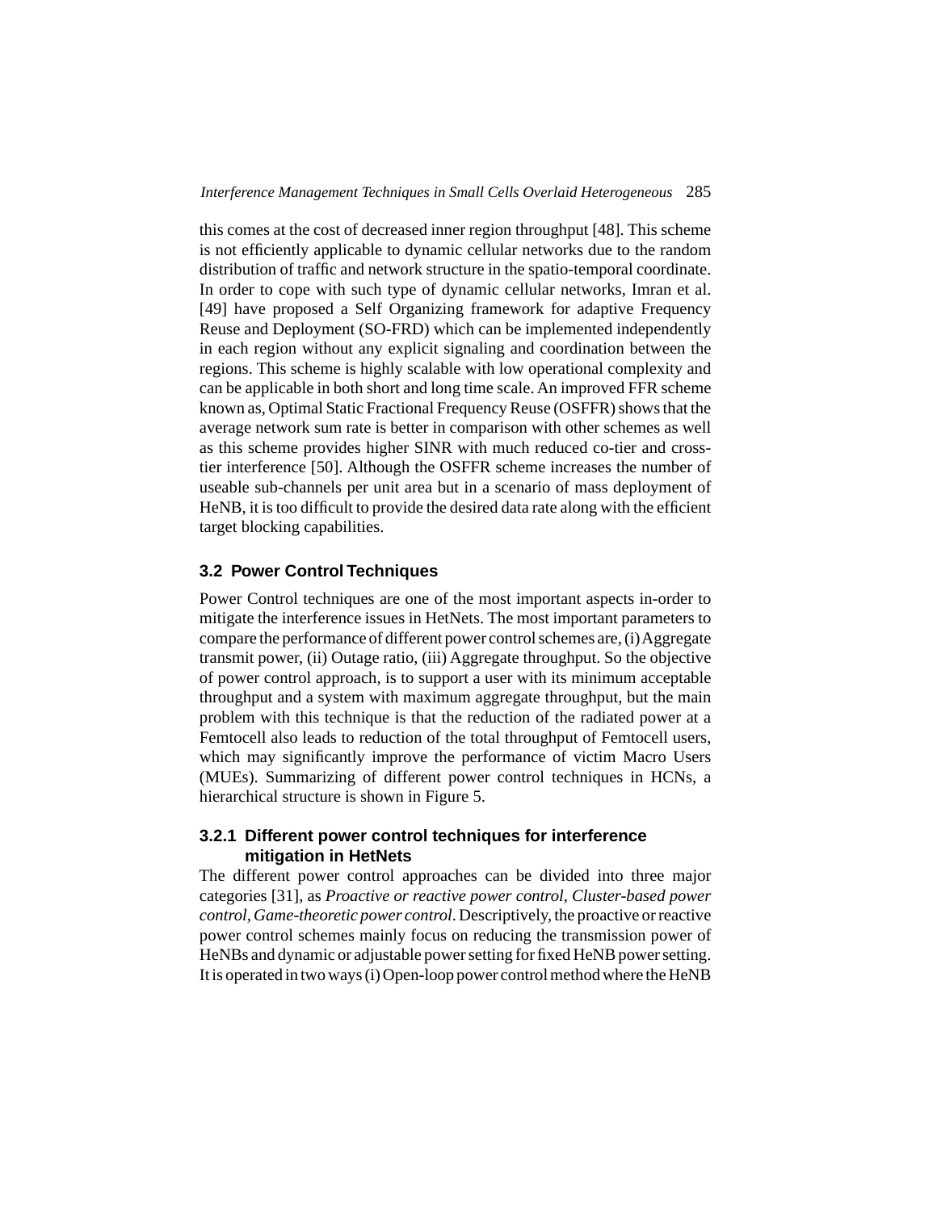this comes at the cost of decreased inner region throughput [48]. This scheme is not efficiently applicable to dynamic cellular networks due to the random distribution of traffic and network structure in the spatio-temporal coordinate. In order to cope with such type of dynamic cellular networks, Imran et al. [49] have proposed a Self Organizing framework for adaptive Frequency Reuse and Deployment (SO-FRD) which can be implemented independently in each region without any explicit signaling and coordination between the regions. This scheme is highly scalable with low operational complexity and can be applicable in both short and long time scale. An improved FFR scheme known as, Optimal Static Fractional Frequency Reuse (OSFFR) shows that the average network sum rate is better in comparison with other schemes as well as this scheme provides higher SINR with much reduced co-tier and cross-tier interference [50]. Although the OSFFR scheme increases the number of useable sub-channels per unit area but in a scenario of mass deployment of HeNB, it is too difficult to provide the desired data rate along with the efficient target blocking capabilities.

### 3.2 Power Control Techniques

Power Control techniques are one of the most important aspects in-order to mitigate the interference issues in HetNets. The most important parameters to compare the performance of different power control schemes are, (i) Aggregate transmit power, (ii) Outage ratio, (iii) Aggregate throughput. So the objective of power control approach, is to support a user with its minimum acceptable throughput and a system with maximum aggregate throughput, but the main problem with this technique is that the reduction of the radiated power at a Femtocell also leads to reduction of the total throughput of Femtocell users, which may significantly improve the performance of victim Macro Users (MUEs). Summarizing of different power control techniques in HCNs, a hierarchical structure is shown in Figure 5.

#### 3.2.1 Different power control techniques for interference mitigation in HetNets

The different power control approaches can be divided into three major categories [31], as *Proactive or reactive power control*, *Cluster-based power control*, *Game-theoretic power control*. Descriptively, the proactive or reactive power control schemes mainly focus on reducing the transmission power of HeNBs and dynamic or adjustable power setting for fixed HeNB power setting. It is operated in two ways (i) Open-loop power control method where the HeNB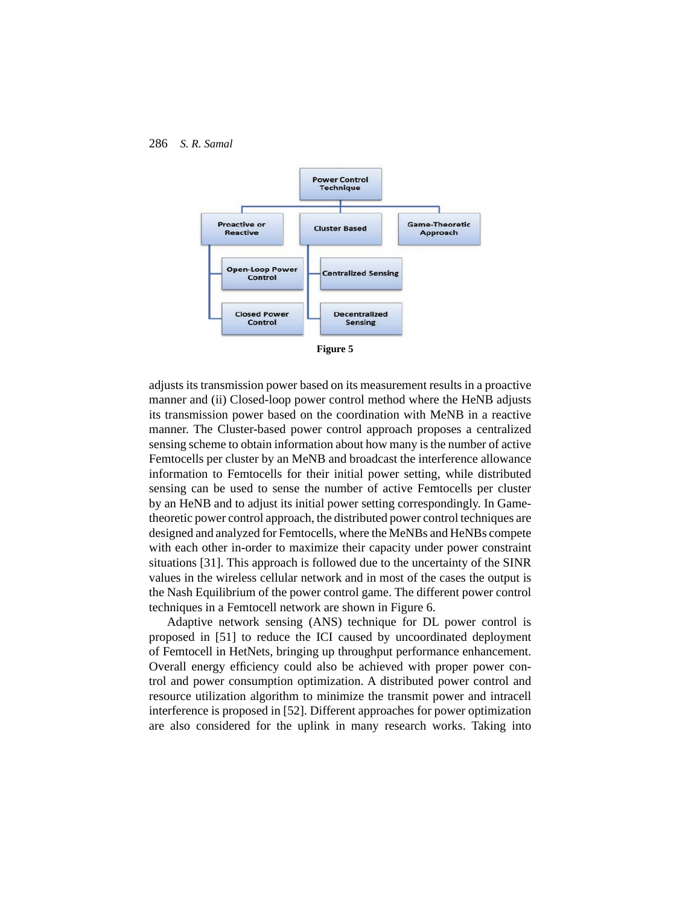**Figure 5**

adjusts its transmission power based on its measurement results in a proactive manner and (ii) Closed-loop power control method where the HeNB adjusts its transmission power based on the coordination with MeNB in a reactive manner. The Cluster-based power control approach proposes a centralized sensing scheme to obtain information about how many is the number of active Femtocells per cluster by an MeNB and broadcast the interference allowance information to Femtocells for their initial power setting, while distributed sensing can be used to sense the number of active Femtocells per cluster by an HeNB and to adjust its initial power setting correspondingly. In Game-theoretic power control approach, the distributed power control techniques are designed and analyzed for Femtocells, where the MeNBs and HeNBs compete with each other in-order to maximize their capacity under power constraint situations [31]. This approach is followed due to the uncertainty of the SINR values in the wireless cellular network and in most of the cases the output is the Nash Equilibrium of the power control game. The different power control techniques in a Femtocell network are shown in Figure 6.

Adaptive network sensing (ANS) technique for DL power control is proposed in [51] to reduce the ICI caused by uncoordinated deployment of Femtocell in HetNets, bringing up throughput performance enhancement. Overall energy efficiency could also be achieved with proper power control and power consumption optimization. A distributed power control and resource utilization algorithm to minimize the transmit power and intracell interference is proposed in [52]. Different approaches for power optimization are also considered for the uplink in many research works. Taking into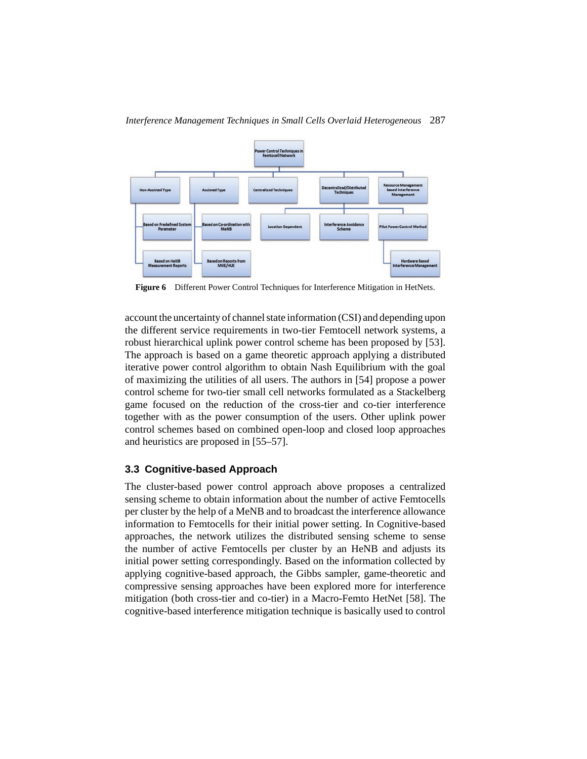Figure 6 Different Power Control Techniques for Interference Mitigation in HetNets.

account the uncertainty of channel state information (CSI) and depending upon the different service requirements in two-tier Femtocell network systems, a robust hierarchical uplink power control scheme has been proposed by [53]. The approach is based on a game theoretic approach applying a distributed iterative power control algorithm to obtain Nash Equilibrium with the goal of maximizing the utilities of all users. The authors in [54] propose a power control scheme for two-tier small cell networks formulated as a Stackelberg game focused on the reduction of the cross-tier and co-tier interference together with as the power consumption of the users. Other uplink power control schemes based on combined open-loop and closed loop approaches and heuristics are proposed in [55–57].

### 3.3 Cognitive-based Approach

The cluster-based power control approach above proposes a centralized sensing scheme to obtain information about the number of active Femtocells per cluster by the help of a MeNB and to broadcast the interference allowance information to Femtocells for their initial power setting. In Cognitive-based approaches, the network utilizes the distributed sensing scheme to sense the number of active Femtocells per cluster by an HeNB and adjusts its initial power setting correspondingly. Based on the information collected by applying cognitive-based approach, the Gibbs sampler, game-theoretic and compressive sensing approaches have been explored more for interference mitigation (both cross-tier and co-tier) in a Macro-Femto HetNet [58]. The cognitive-based interference mitigation technique is basically used to control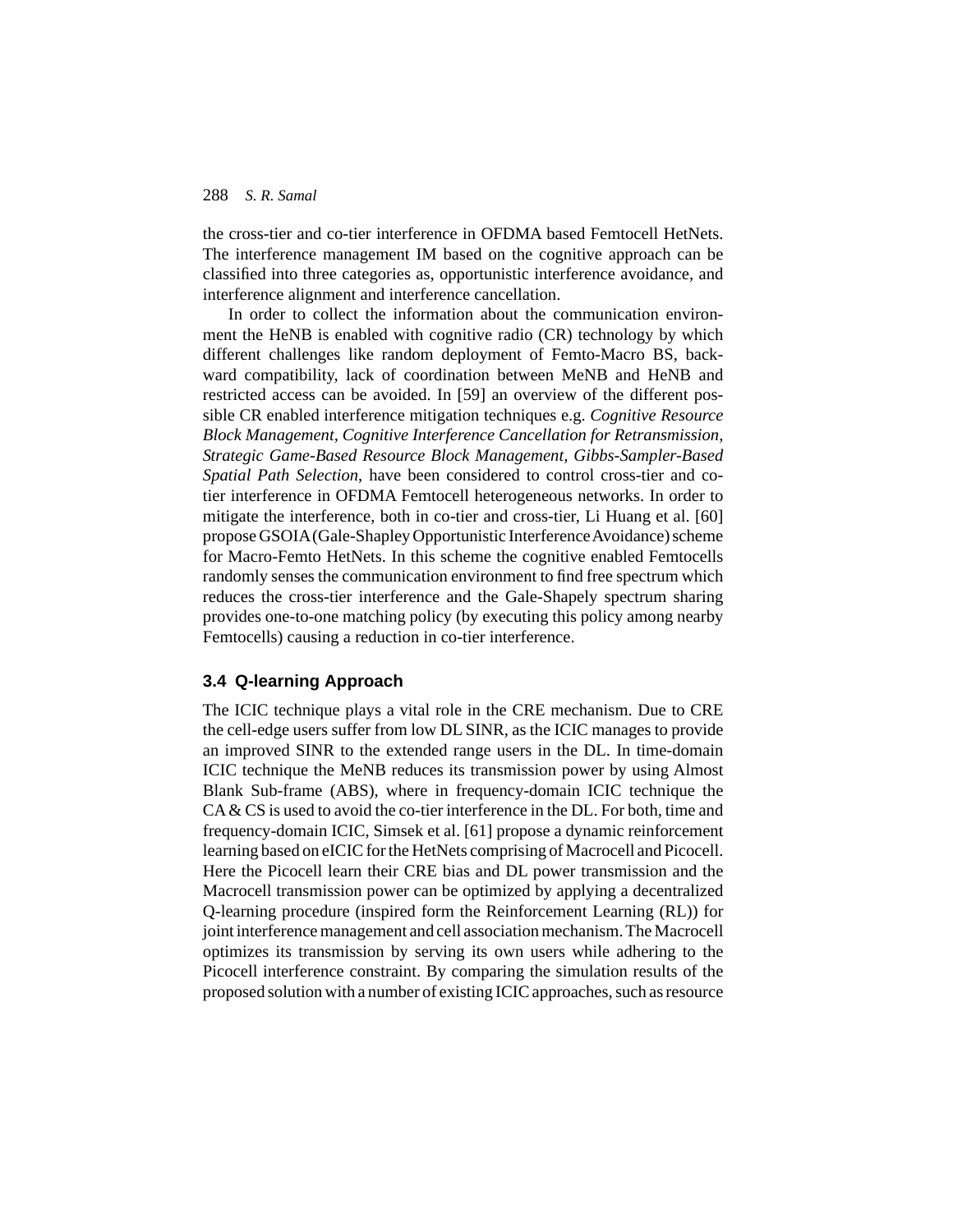the cross-tier and co-tier interference in OFDMA based Femtocell HetNets. The interference management IM based on the cognitive approach can be classified into three categories as, opportunistic interference avoidance, and interference alignment and interference cancellation.

In order to collect the information about the communication environment the HeNB is enabled with cognitive radio (CR) technology by which different challenges like random deployment of Femto-Macro BS, backward compatibility, lack of coordination between MeNB and HeNB and restricted access can be avoided. In [59] an overview of the different possible CR enabled interference mitigation techniques e.g. *Cognitive Resource Block Management, Cognitive Interference Cancellation for Retransmission, Strategic Game-Based Resource Block Management, Gibbs-Sampler-Based Spatial Path Selection*, have been considered to control cross-tier and co-tier interference in OFDMA Femtocell heterogeneous networks. In order to mitigate the interference, both in co-tier and cross-tier, Li Huang et al. [60] propose GSOIA (Gale-Shapley Opportunistic Interference Avoidance) scheme for Macro-Femto HetNets. In this scheme the cognitive enabled Femtocells randomly senses the communication environment to find free spectrum which reduces the cross-tier interference and the Gale-Shapely spectrum sharing provides one-to-one matching policy (by executing this policy among nearby Femtocells) causing a reduction in co-tier interference.

### 3.4 Q-learning Approach

The ICIC technique plays a vital role in the CRE mechanism. Due to CRE the cell-edge users suffer from low DL SINR, as the ICIC manages to provide an improved SINR to the extended range users in the DL. In time-domain ICIC technique the MeNB reduces its transmission power by using Almost Blank Sub-frame (ABS), where in frequency-domain ICIC technique the CA & CS is used to avoid the co-tier interference in the DL. For both, time and frequency-domain ICIC, Simsek et al. [61] propose a dynamic reinforcement learning based on eICIC for the HetNets comprising of Macrocell and Picocell. Here the Picocell learn their CRE bias and DL power transmission and the Macrocell transmission power can be optimized by applying a decentralized Q-learning procedure (inspired form the Reinforcement Learning (RL)) for joint interference management and cell association mechanism. The Macrocell optimizes its transmission by serving its own users while adhering to the Picocell interference constraint. By comparing the simulation results of the proposed solution with a number of existing ICIC approaches, such as resource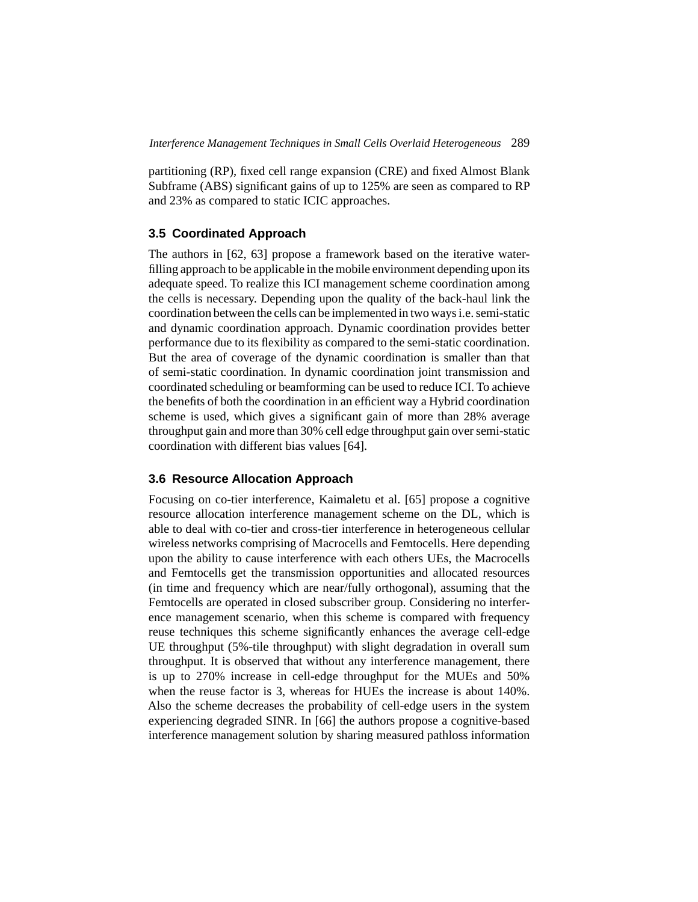partitioning (RP), fixed cell range expansion (CRE) and fixed Almost Blank Subframe (ABS) significant gains of up to 125% are seen as compared to RP and 23% as compared to static ICIC approaches.

### 3.5 Coordinated Approach

The authors in [62, 63] propose a framework based on the iterative water-filling approach to be applicable in the mobile environment depending upon its adequate speed. To realize this ICI management scheme coordination among the cells is necessary. Depending upon the quality of the back-haul link the coordination between the cells can be implemented in two ways i.e. semi-static and dynamic coordination approach. Dynamic coordination provides better performance due to its flexibility as compared to the semi-static coordination. But the area of coverage of the dynamic coordination is smaller than that of semi-static coordination. In dynamic coordination joint transmission and coordinated scheduling or beamforming can be used to reduce ICI. To achieve the benefits of both the coordination in an efficient way a Hybrid coordination scheme is used, which gives a significant gain of more than 28% average throughput gain and more than 30% cell edge throughput gain over semi-static coordination with different bias values [64].

### 3.6 Resource Allocation Approach

Focusing on co-tier interference, Kaimaletu et al. [65] propose a cognitive resource allocation interference management scheme on the DL, which is able to deal with co-tier and cross-tier interference in heterogeneous cellular wireless networks comprising of Macrocells and Femtocells. Here depending upon the ability to cause interference with each others UEs, the Macrocells and Femtocells get the transmission opportunities and allocated resources (in time and frequency which are near/fully orthogonal), assuming that the Femtocells are operated in closed subscriber group. Considering no interference management scenario, when this scheme is compared with frequency reuse techniques this scheme significantly enhances the average cell-edge UE throughput (5%-tile throughput) with slight degradation in overall sum throughput. It is observed that without any interference management, there is up to 270% increase in cell-edge throughput for the MUEs and 50% when the reuse factor is 3, whereas for HUEs the increase is about 140%. Also the scheme decreases the probability of cell-edge users in the system experiencing degraded SINR. In [66] the authors propose a cognitive-based interference management solution by sharing measured pathloss information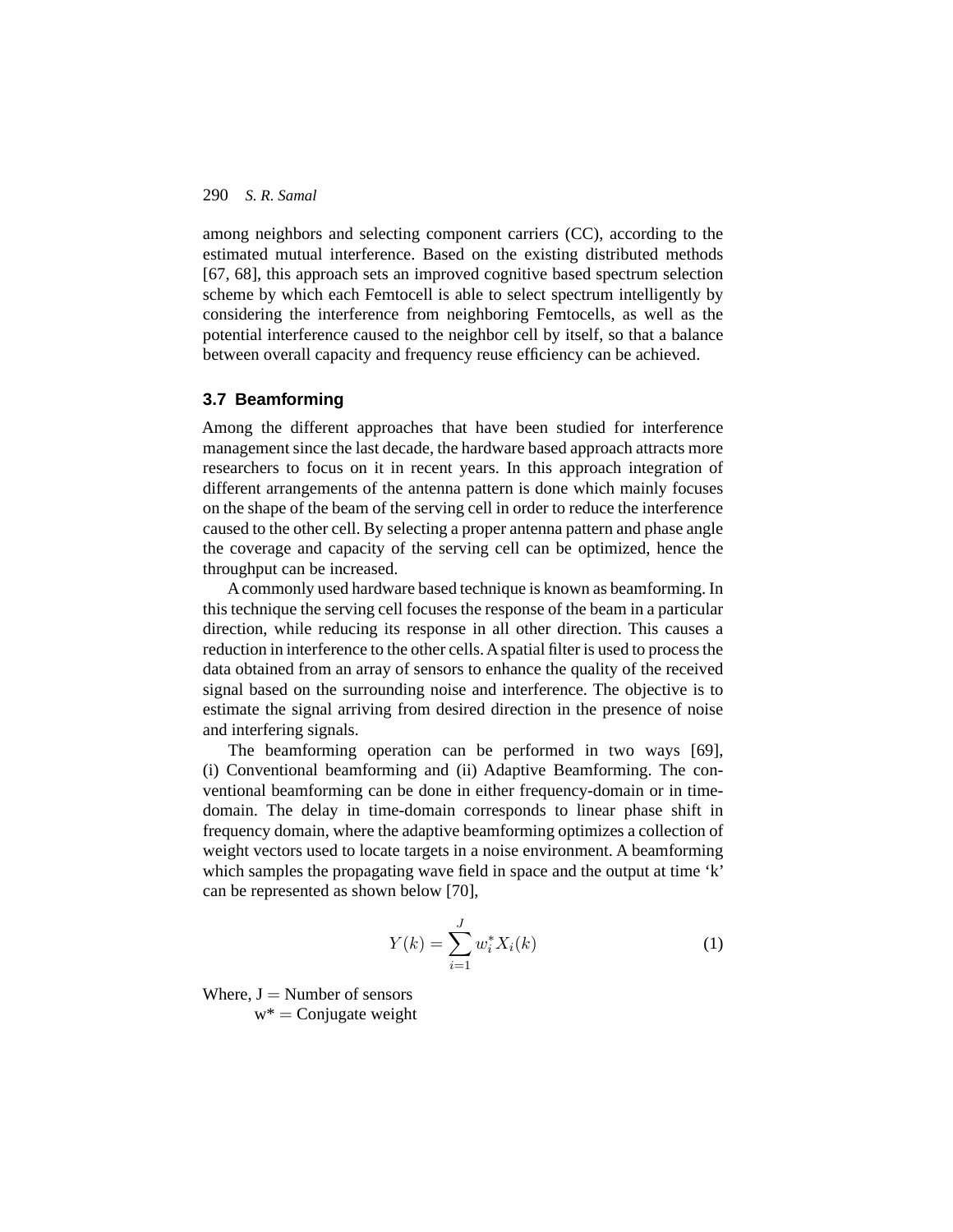among neighbors and selecting component carriers (CC), according to the estimated mutual interference. Based on the existing distributed methods [67, 68], this approach sets an improved cognitive based spectrum selection scheme by which each Femtocell is able to select spectrum intelligently by considering the interference from neighboring Femtocells, as well as the potential interference caused to the neighbor cell by itself, so that a balance between overall capacity and frequency reuse efficiency can be achieved.

### 3.7 Beamforming

Among the different approaches that have been studied for interference management since the last decade, the hardware based approach attracts more researchers to focus on it in recent years. In this approach integration of different arrangements of the antenna pattern is done which mainly focuses on the shape of the beam of the serving cell in order to reduce the interference caused to the other cell. By selecting a proper antenna pattern and phase angle the coverage and capacity of the serving cell can be optimized, hence the throughput can be increased.

A commonly used hardware based technique is known as beamforming. In this technique the serving cell focuses the response of the beam in a particular direction, while reducing its response in all other direction. This causes a reduction in interference to the other cells. A spatial filter is used to process the data obtained from an array of sensors to enhance the quality of the received signal based on the surrounding noise and interference. The objective is to estimate the signal arriving from desired direction in the presence of noise and interfering signals.

The beamforming operation can be performed in two ways [69], (i) Conventional beamforming and (ii) Adaptive Beamforming. The conventional beamforming can be done in either frequency-domain or in time-domain. The delay in time-domain corresponds to linear phase shift in frequency domain, where the adaptive beamforming optimizes a collection of weight vectors used to locate targets in a noise environment. A beamforming which samples the propagating wave field in space and the output at time ‘k’ can be represented as shown below [70],

$$Y(k) = \sum_{i=1}^{J} w_i^* X_i(k) \tag{1}$$

Where, J = Number of sensors
w* = Conjugate weight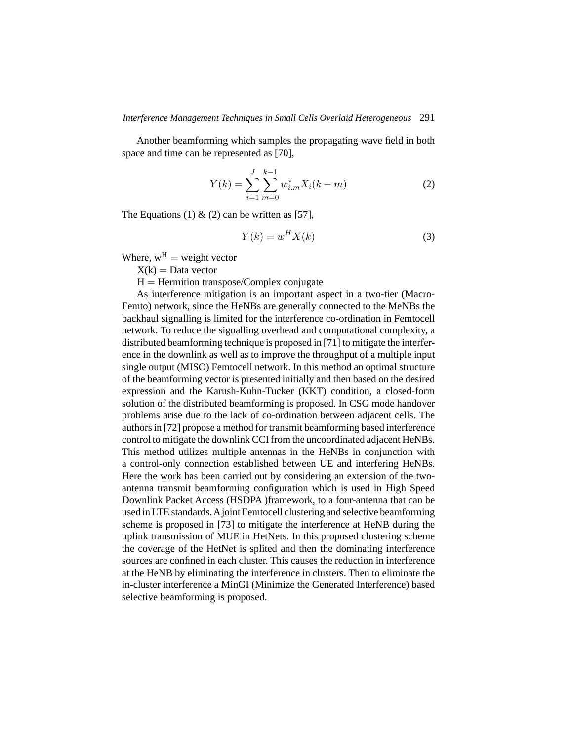Another beamforming which samples the propagating wave field in both space and time can be represented as [70],

$$Y(k) = \sum_{i=1}^{J} \sum_{m=0}^{k-1} w_{i.m}^{*} X_i(k-m) \tag{2}$$

The Equations (1) & (2) can be written as [57],

$$Y(k) = w^H X(k) \tag{3}$$

Where, $w^H$ = weight vector

X(k) = Data vector

H = Hermition transpose/Complex conjugate

As interference mitigation is an important aspect in a two-tier (Macro-Femto) network, since the HeNBs are generally connected to the MeNBs the backhaul signalling is limited for the interference co-ordination in Femtocell network. To reduce the signalling overhead and computational complexity, a distributed beamforming technique is proposed in [71] to mitigate the interference in the downlink as well as to improve the throughput of a multiple input single output (MISO) Femtocell network. In this method an optimal structure of the beamforming vector is presented initially and then based on the desired expression and the Karush-Kuhn-Tucker (KKT) condition, a closed-form solution of the distributed beamforming is proposed. In CSG mode handover problems arise due to the lack of co-ordination between adjacent cells. The authors in [72] propose a method for transmit beamforming based interference control to mitigate the downlink CCI from the uncoordinated adjacent HeNBs. This method utilizes multiple antennas in the HeNBs in conjunction with a control-only connection established between UE and interfering HeNBs. Here the work has been carried out by considering an extension of the two-antenna transmit beamforming configuration which is used in High Speed Downlink Packet Access (HSDPA )framework, to a four-antenna that can be used in LTE standards. A joint Femtocell clustering and selective beamforming scheme is proposed in [73] to mitigate the interference at HeNB during the uplink transmission of MUE in HetNets. In this proposed clustering scheme the coverage of the HetNet is splited and then the dominating interference sources are confined in each cluster. This causes the reduction in interference at the HeNB by eliminating the interference in clusters. Then to eliminate the in-cluster interference a MinGI (Minimize the Generated Interference) based selective beamforming is proposed.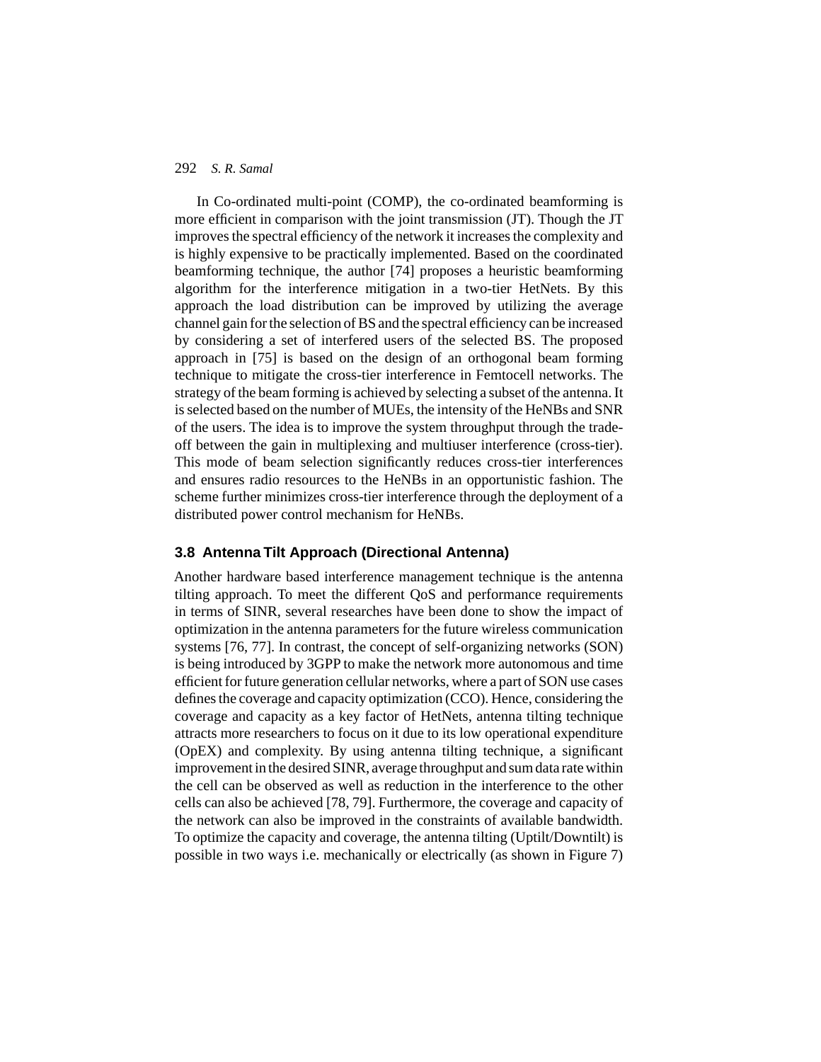In Co-ordinated multi-point (COMP), the co-ordinated beamforming is more efficient in comparison with the joint transmission (JT). Though the JT improves the spectral efficiency of the network it increases the complexity and is highly expensive to be practically implemented. Based on the coordinated beamforming technique, the author [74] proposes a heuristic beamforming algorithm for the interference mitigation in a two-tier HetNets. By this approach the load distribution can be improved by utilizing the average channel gain for the selection of BS and the spectral efficiency can be increased by considering a set of interfered users of the selected BS. The proposed approach in [75] is based on the design of an orthogonal beam forming technique to mitigate the cross-tier interference in Femtocell networks. The strategy of the beam forming is achieved by selecting a subset of the antenna. It is selected based on the number of MUEs, the intensity of the HeNBs and SNR of the users. The idea is to improve the system throughput through the trade-off between the gain in multiplexing and multiuser interference (cross-tier). This mode of beam selection significantly reduces cross-tier interferences and ensures radio resources to the HeNBs in an opportunistic fashion. The scheme further minimizes cross-tier interference through the deployment of a distributed power control mechanism for HeNBs.

### 3.8 Antenna Tilt Approach (Directional Antenna)

Another hardware based interference management technique is the antenna tilting approach. To meet the different QoS and performance requirements in terms of SINR, several researches have been done to show the impact of optimization in the antenna parameters for the future wireless communication systems [76, 77]. In contrast, the concept of self-organizing networks (SON) is being introduced by 3GPP to make the network more autonomous and time efficient for future generation cellular networks, where a part of SON use cases defines the coverage and capacity optimization (CCO). Hence, considering the coverage and capacity as a key factor of HetNets, antenna tilting technique attracts more researchers to focus on it due to its low operational expenditure (OpEX) and complexity. By using antenna tilting technique, a significant improvement in the desired SINR, average throughput and sum data rate within the cell can be observed as well as reduction in the interference to the other cells can also be achieved [78, 79]. Furthermore, the coverage and capacity of the network can also be improved in the constraints of available bandwidth. To optimize the capacity and coverage, the antenna tilting (Uptilt/Downtilt) is possible in two ways i.e. mechanically or electrically (as shown in Figure 7)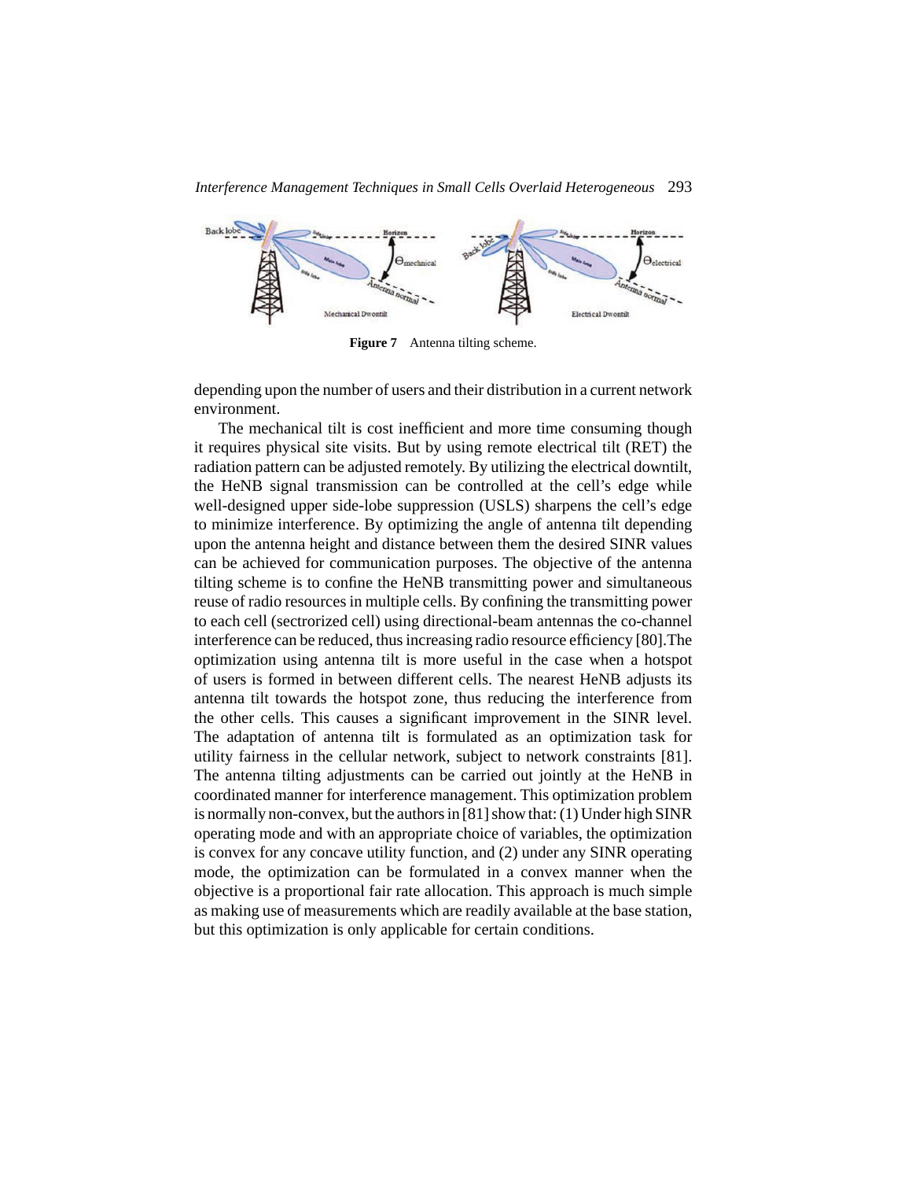Figure 7 Antenna tilting scheme.

depending upon the number of users and their distribution in a current network environment.

The mechanical tilt is cost inefficient and more time consuming though it requires physical site visits. But by using remote electrical tilt (RET) the radiation pattern can be adjusted remotely. By utilizing the electrical downtilt, the HeNB signal transmission can be controlled at the cell's edge while well-designed upper side-lobe suppression (USLS) sharpens the cell's edge to minimize interference. By optimizing the angle of antenna tilt depending upon the antenna height and distance between them the desired SINR values can be achieved for communication purposes. The objective of the antenna tilting scheme is to confine the HeNB transmitting power and simultaneous reuse of radio resources in multiple cells. By confining the transmitting power to each cell (sectrorized cell) using directional-beam antennas the co-channel interference can be reduced, thus increasing radio resource efficiency [80].The optimization using antenna tilt is more useful in the case when a hotspot of users is formed in between different cells. The nearest HeNB adjusts its antenna tilt towards the hotspot zone, thus reducing the interference from the other cells. This causes a significant improvement in the SINR level. The adaptation of antenna tilt is formulated as an optimization task for utility fairness in the cellular network, subject to network constraints [81]. The antenna tilting adjustments can be carried out jointly at the HeNB in coordinated manner for interference management. This optimization problem is normally non-convex, but the authors in [81] show that: (1) Under high SINR operating mode and with an appropriate choice of variables, the optimization is convex for any concave utility function, and (2) under any SINR operating mode, the optimization can be formulated in a convex manner when the objective is a proportional fair rate allocation. This approach is much simple as making use of measurements which are readily available at the base station, but this optimization is only applicable for certain conditions.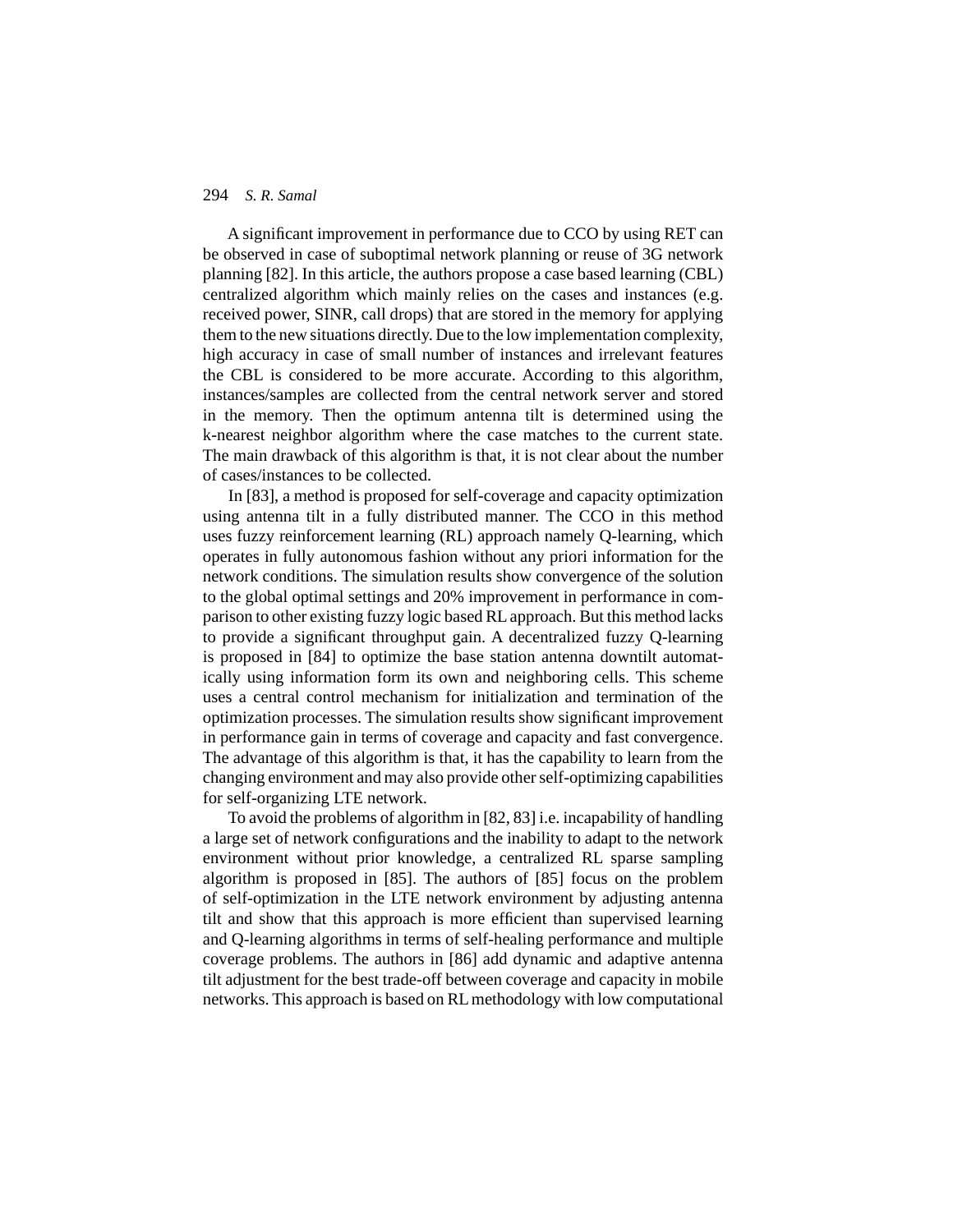A significant improvement in performance due to CCO by using RET can be observed in case of suboptimal network planning or reuse of 3G network planning [82]. In this article, the authors propose a case based learning (CBL) centralized algorithm which mainly relies on the cases and instances (e.g. received power, SINR, call drops) that are stored in the memory for applying them to the new situations directly. Due to the low implementation complexity, high accuracy in case of small number of instances and irrelevant features the CBL is considered to be more accurate. According to this algorithm, instances/samples are collected from the central network server and stored in the memory. Then the optimum antenna tilt is determined using the k-nearest neighbor algorithm where the case matches to the current state. The main drawback of this algorithm is that, it is not clear about the number of cases/instances to be collected.

In [83], a method is proposed for self-coverage and capacity optimization using antenna tilt in a fully distributed manner. The CCO in this method uses fuzzy reinforcement learning (RL) approach namely Q-learning, which operates in fully autonomous fashion without any priori information for the network conditions. The simulation results show convergence of the solution to the global optimal settings and 20% improvement in performance in comparison to other existing fuzzy logic based RL approach. But this method lacks to provide a significant throughput gain. A decentralized fuzzy Q-learning is proposed in [84] to optimize the base station antenna downtilt automatically using information form its own and neighboring cells. This scheme uses a central control mechanism for initialization and termination of the optimization processes. The simulation results show significant improvement in performance gain in terms of coverage and capacity and fast convergence. The advantage of this algorithm is that, it has the capability to learn from the changing environment and may also provide other self-optimizing capabilities for self-organizing LTE network.

To avoid the problems of algorithm in [82, 83] i.e. incapability of handling a large set of network configurations and the inability to adapt to the network environment without prior knowledge, a centralized RL sparse sampling algorithm is proposed in [85]. The authors of [85] focus on the problem of self-optimization in the LTE network environment by adjusting antenna tilt and show that this approach is more efficient than supervised learning and Q-learning algorithms in terms of self-healing performance and multiple coverage problems. The authors in [86] add dynamic and adaptive antenna tilt adjustment for the best trade-off between coverage and capacity in mobile networks. This approach is based on RL methodology with low computational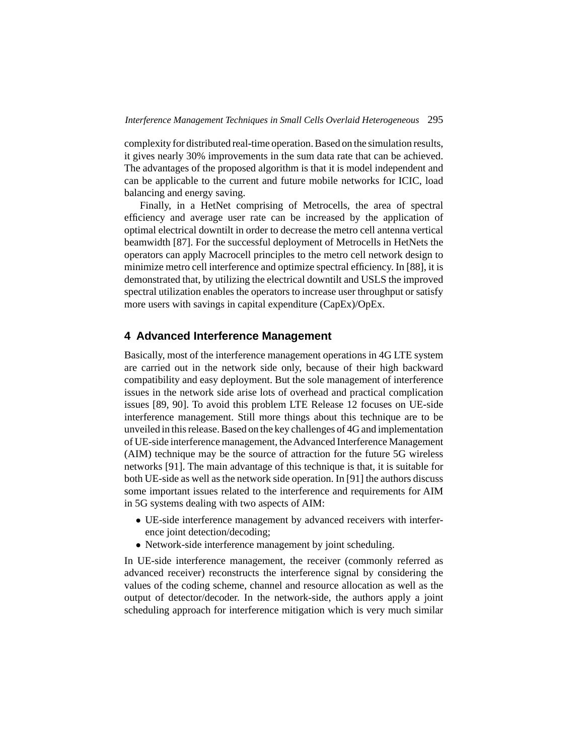complexity for distributed real-time operation. Based on the simulation results, it gives nearly 30% improvements in the sum data rate that can be achieved. The advantages of the proposed algorithm is that it is model independent and can be applicable to the current and future mobile networks for ICIC, load balancing and energy saving.

Finally, in a HetNet comprising of Metrocells, the area of spectral efficiency and average user rate can be increased by the application of optimal electrical downtilt in order to decrease the metro cell antenna vertical beamwidth [87]. For the successful deployment of Metrocells in HetNets the operators can apply Macrocell principles to the metro cell network design to minimize metro cell interference and optimize spectral efficiency. In [88], it is demonstrated that, by utilizing the electrical downtilt and USLS the improved spectral utilization enables the operators to increase user throughput or satisfy more users with savings in capital expenditure (CapEx)/OpEx.

## 4 Advanced Interference Management

Basically, most of the interference management operations in 4G LTE system are carried out in the network side only, because of their high backward compatibility and easy deployment. But the sole management of interference issues in the network side arise lots of overhead and practical complication issues [89, 90]. To avoid this problem LTE Release 12 focuses on UE-side interference management. Still more things about this technique are to be unveiled in this release. Based on the key challenges of 4G and implementation of UE-side interference management, the Advanced Interference Management (AIM) technique may be the source of attraction for the future 5G wireless networks [91]. The main advantage of this technique is that, it is suitable for both UE-side as well as the network side operation. In [91] the authors discuss some important issues related to the interference and requirements for AIM in 5G systems dealing with two aspects of AIM:

- UE-side interference management by advanced receivers with interference joint detection/decoding;
- Network-side interference management by joint scheduling.

In UE-side interference management, the receiver (commonly referred as advanced receiver) reconstructs the interference signal by considering the values of the coding scheme, channel and resource allocation as well as the output of detector/decoder. In the network-side, the authors apply a joint scheduling approach for interference mitigation which is very much similar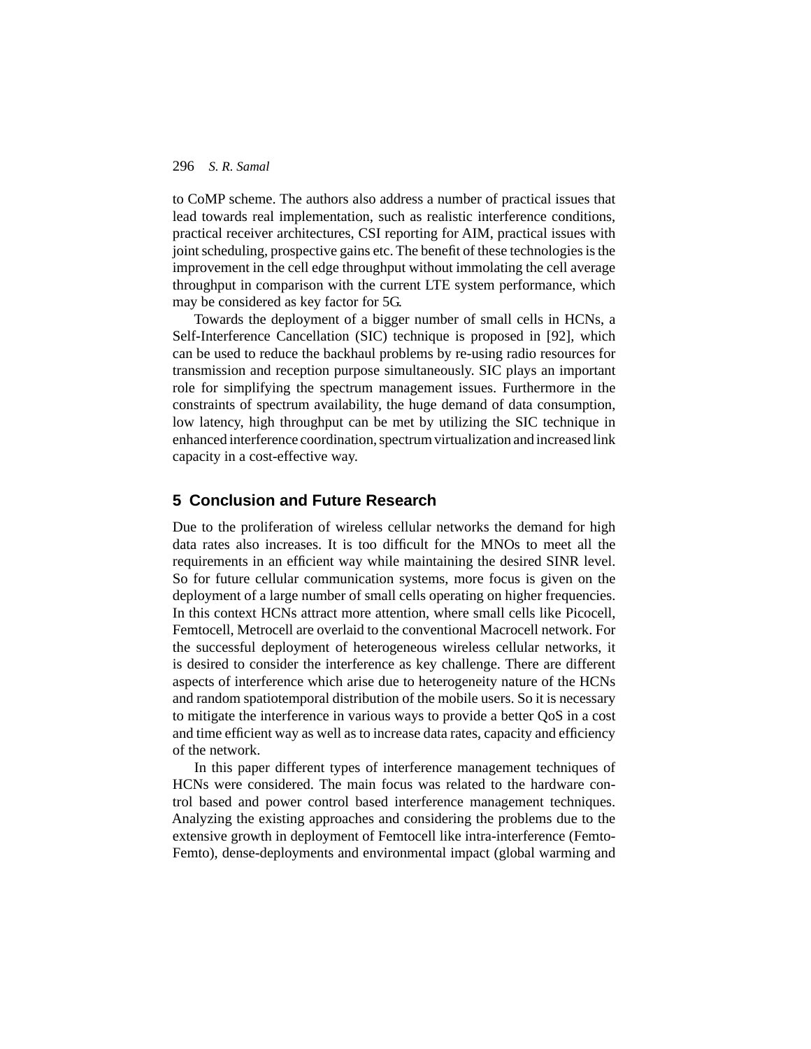to CoMP scheme. The authors also address a number of practical issues that lead towards real implementation, such as realistic interference conditions, practical receiver architectures, CSI reporting for AIM, practical issues with joint scheduling, prospective gains etc. The benefit of these technologies is the improvement in the cell edge throughput without immolating the cell average throughput in comparison with the current LTE system performance, which may be considered as key factor for 5G.

Towards the deployment of a bigger number of small cells in HCNs, a Self-Interference Cancellation (SIC) technique is proposed in [92], which can be used to reduce the backhaul problems by re-using radio resources for transmission and reception purpose simultaneously. SIC plays an important role for simplifying the spectrum management issues. Furthermore in the constraints of spectrum availability, the huge demand of data consumption, low latency, high throughput can be met by utilizing the SIC technique in enhanced interference coordination, spectrum virtualization and increased link capacity in a cost-effective way.

## 5 Conclusion and Future Research

Due to the proliferation of wireless cellular networks the demand for high data rates also increases. It is too difficult for the MNOs to meet all the requirements in an efficient way while maintaining the desired SINR level. So for future cellular communication systems, more focus is given on the deployment of a large number of small cells operating on higher frequencies. In this context HCNs attract more attention, where small cells like Picocell, Femtocell, Metrocell are overlaid to the conventional Macrocell network. For the successful deployment of heterogeneous wireless cellular networks, it is desired to consider the interference as key challenge. There are different aspects of interference which arise due to heterogeneity nature of the HCNs and random spatiotemporal distribution of the mobile users. So it is necessary to mitigate the interference in various ways to provide a better QoS in a cost and time efficient way as well as to increase data rates, capacity and efficiency of the network.

In this paper different types of interference management techniques of HCNs were considered. The main focus was related to the hardware control based and power control based interference management techniques. Analyzing the existing approaches and considering the problems due to the extensive growth in deployment of Femtocell like intra-interference (Femto-Femto), dense-deployments and environmental impact (global warming and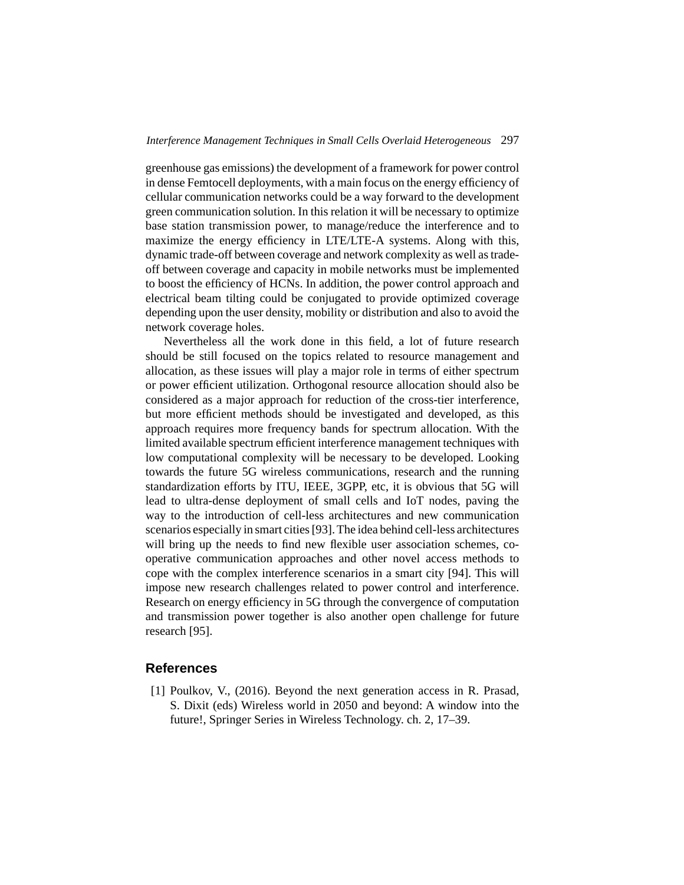greenhouse gas emissions) the development of a framework for power control in dense Femtocell deployments, with a main focus on the energy efficiency of cellular communication networks could be a way forward to the development green communication solution. In this relation it will be necessary to optimize base station transmission power, to manage/reduce the interference and to maximize the energy efficiency in LTE/LTE-A systems. Along with this, dynamic trade-off between coverage and network complexity as well as trade-off between coverage and capacity in mobile networks must be implemented to boost the efficiency of HCNs. In addition, the power control approach and electrical beam tilting could be conjugated to provide optimized coverage depending upon the user density, mobility or distribution and also to avoid the network coverage holes.

Nevertheless all the work done in this field, a lot of future research should be still focused on the topics related to resource management and allocation, as these issues will play a major role in terms of either spectrum or power efficient utilization. Orthogonal resource allocation should also be considered as a major approach for reduction of the cross-tier interference, but more efficient methods should be investigated and developed, as this approach requires more frequency bands for spectrum allocation. With the limited available spectrum efficient interference management techniques with low computational complexity will be necessary to be developed. Looking towards the future 5G wireless communications, research and the running standardization efforts by ITU, IEEE, 3GPP, etc, it is obvious that 5G will lead to ultra-dense deployment of small cells and IoT nodes, paving the way to the introduction of cell-less architectures and new communication scenarios especially in smart cities [93]. The idea behind cell-less architectures will bring up the needs to find new flexible user association schemes, co-operative communication approaches and other novel access methods to cope with the complex interference scenarios in a smart city [94]. This will impose new research challenges related to power control and interference. Research on energy efficiency in 5G through the convergence of computation and transmission power together is also another open challenge for future research [95].

## References

[1] Poulkov, V., (2016). Beyond the next generation access in R. Prasad, S. Dixit (eds) Wireless world in 2050 and beyond: A window into the future!, Springer Series in Wireless Technology. ch. 2, 17–39.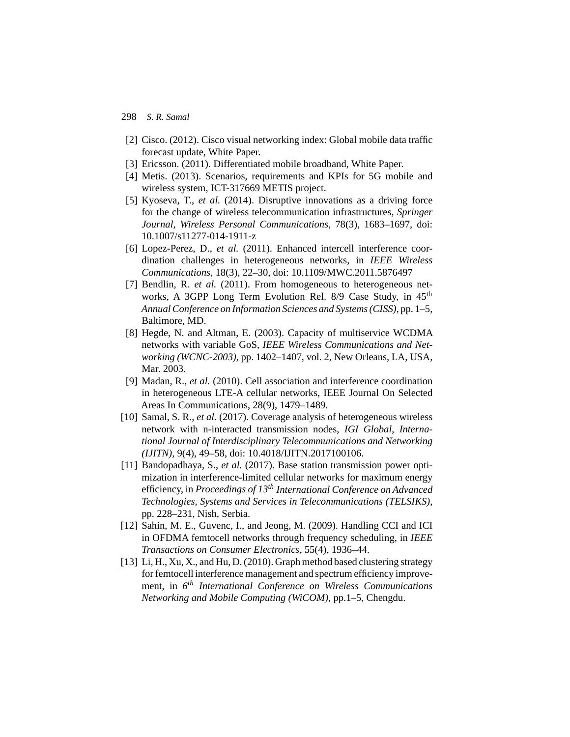[2] Cisco. (2012). Cisco visual networking index: Global mobile data traffic forecast update, White Paper.

[3] Ericsson. (2011). Differentiated mobile broadband, White Paper.

[4] Metis. (2013). Scenarios, requirements and KPIs for 5G mobile and wireless system, ICT-317669 METIS project.

[5] Kyoseva, T., *et al.* (2014). Disruptive innovations as a driving force for the change of wireless telecommunication infrastructures, *Springer Journal, Wireless Personal Communications*, 78(3), 1683–1697, doi: 10.1007/s11277-014-1911-z

[6] Lopez-Perez, D., *et al.* (2011). Enhanced intercell interference coordination challenges in heterogeneous networks, in *IEEE Wireless Communications*, 18(3), 22–30, doi: 10.1109/MWC.2011.5876497

[7] Bendlin, R. *et al.* (2011). From homogeneous to heterogeneous networks, A 3GPP Long Term Evolution Rel. 8/9 Case Study, in 45th *Annual Conference on Information Sciences and Systems (CISS)*, pp. 1–5, Baltimore, MD.

[8] Hegde, N. and Altman, E. (2003). Capacity of multiservice WCDMA networks with variable GoS, *IEEE Wireless Communications and Networking (WCNC-2003)*, pp. 1402–1407, vol. 2, New Orleans, LA, USA, Mar. 2003.

[9] Madan, R., *et al.* (2010). Cell association and interference coordination in heterogeneous LTE-A cellular networks, IEEE Journal On Selected Areas In Communications, 28(9), 1479–1489.

[10] Samal, S. R., *et al.* (2017). Coverage analysis of heterogeneous wireless network with n-interacted transmission nodes, *IGI Global, International Journal of Interdisciplinary Telecommunications and Networking (IJITN)*, 9(4), 49–58, doi: 10.4018/IJITN.2017100106.

[11] Bandopadhaya, S., *et al.* (2017). Base station transmission power optimization in interference-limited cellular networks for maximum energy efficiency, in *Proceedings of 13th International Conference on Advanced Technologies, Systems and Services in Telecommunications (TELSIKS)*, pp. 228–231, Nish, Serbia.

[12] Sahin, M. E., Guvenc, I., and Jeong, M. (2009). Handling CCI and ICI in OFDMA femtocell networks through frequency scheduling, in *IEEE Transactions on Consumer Electronics*, 55(4), 1936–44.

[13] Li, H., Xu, X., and Hu, D. (2010). Graph method based clustering strategy for femtocell interference management and spectrum efficiency improvement, in *6th International Conference on Wireless Communications Networking and Mobile Computing (WiCOM)*, pp.1–5, Chengdu.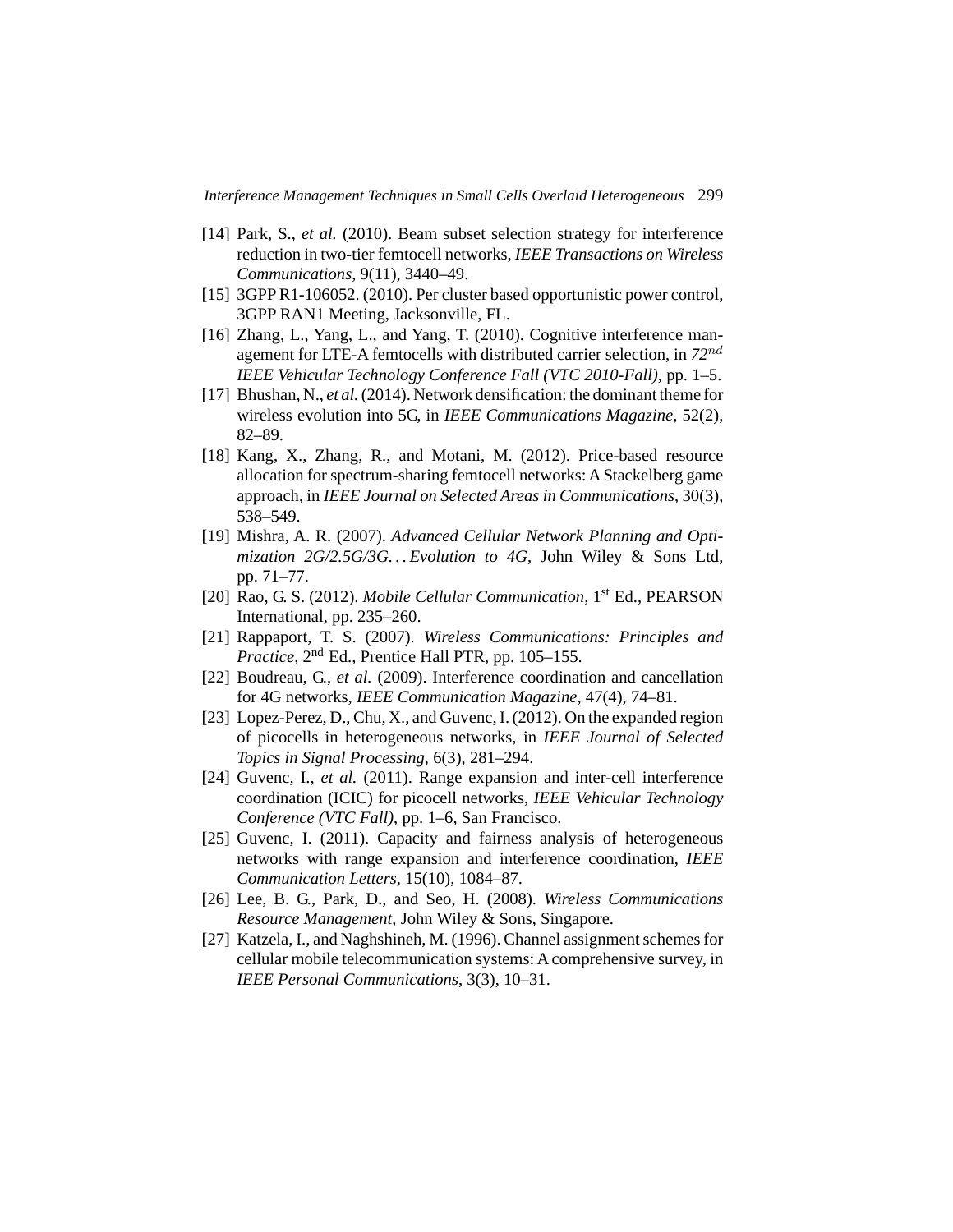[14] Park, S., *et al.* (2010). Beam subset selection strategy for interference reduction in two-tier femtocell networks, *IEEE Transactions on Wireless Communications*, 9(11), 3440–49.

[15] 3GPP R1-106052. (2010). Per cluster based opportunistic power control, 3GPP RAN1 Meeting, Jacksonville, FL.

[16] Zhang, L., Yang, L., and Yang, T. (2010). Cognitive interference management for LTE-A femtocells with distributed carrier selection, in *72$^{nd}$ IEEE Vehicular Technology Conference Fall (VTC 2010-Fall)*, pp. 1–5.

[17] Bhushan, N., *et al.* (2014). Network densification: the dominant theme for wireless evolution into 5G, in *IEEE Communications Magazine*, 52(2), 82–89.

[18] Kang, X., Zhang, R., and Motani, M. (2012). Price-based resource allocation for spectrum-sharing femtocell networks: A Stackelberg game approach, in *IEEE Journal on Selected Areas in Communications*, 30(3), 538–549.

[19] Mishra, A. R. (2007). *Advanced Cellular Network Planning and Optimization 2G/2.5G/3G... Evolution to 4G*, John Wiley & Sons Ltd, pp. 71–77.

[20] Rao, G. S. (2012). *Mobile Cellular Communication*, 1$^{st}$ Ed., PEARSON International, pp. 235–260.

[21] Rappaport, T. S. (2007). *Wireless Communications: Principles and Practice*, 2$^{nd}$ Ed., Prentice Hall PTR, pp. 105–155.

[22] Boudreau, G., *et al.* (2009). Interference coordination and cancellation for 4G networks, *IEEE Communication Magazine*, 47(4), 74–81.

[23] Lopez-Perez, D., Chu, X., and Guvenc, I. (2012). On the expanded region of picocells in heterogeneous networks, in *IEEE Journal of Selected Topics in Signal Processing*, 6(3), 281–294.

[24] Guvenc, I., *et al.* (2011). Range expansion and inter-cell interference coordination (ICIC) for picocell networks, *IEEE Vehicular Technology Conference (VTC Fall)*, pp. 1–6, San Francisco.

[25] Guvenc, I. (2011). Capacity and fairness analysis of heterogeneous networks with range expansion and interference coordination, *IEEE Communication Letters*, 15(10), 1084–87.

[26] Lee, B. G., Park, D., and Seo, H. (2008). *Wireless Communications Resource Management*, John Wiley & Sons, Singapore.

[27] Katzela, I., and Naghshineh, M. (1996). Channel assignment schemes for cellular mobile telecommunication systems: A comprehensive survey, in *IEEE Personal Communications*, 3(3), 10–31.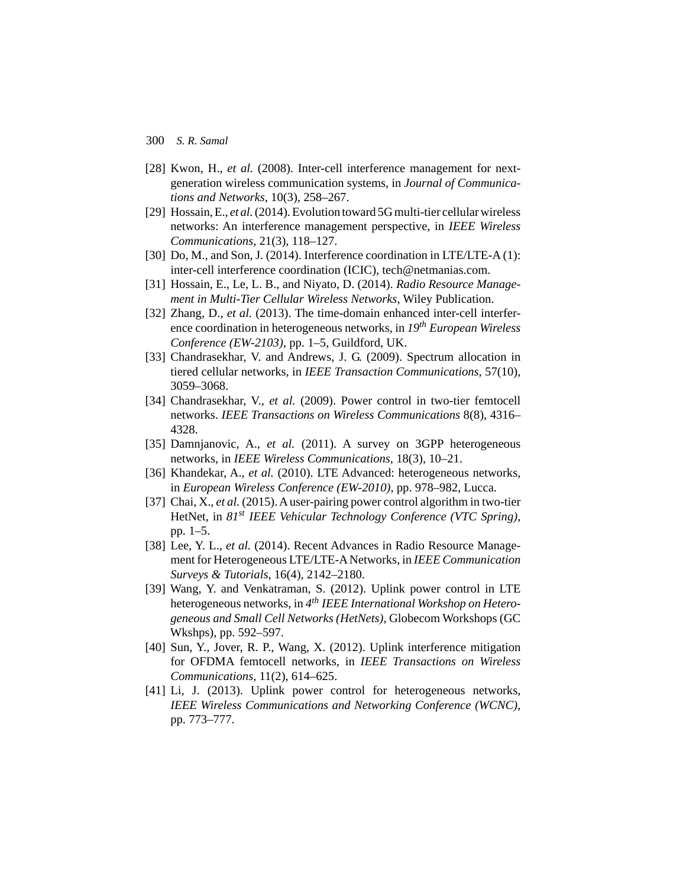[28] Kwon, H., *et al.* (2008). Inter-cell interference management for next-generation wireless communication systems, in *Journal of Communications and Networks*, 10(3), 258–267.

[29] Hossain, E., *et al.* (2014). Evolution toward 5G multi-tier cellular wireless networks: An interference management perspective, in *IEEE Wireless Communications*, 21(3), 118–127.

[30] Do, M., and Son, J. (2014). Interference coordination in LTE/LTE-A (1): inter-cell interference coordination (ICIC), tech@netmanias.com.

[31] Hossain, E., Le, L. B., and Niyato, D. (2014). *Radio Resource Management in Multi-Tier Cellular Wireless Networks*, Wiley Publication.

[32] Zhang, D., *et al.* (2013). The time-domain enhanced inter-cell interference coordination in heterogeneous networks, in *19th European Wireless Conference (EW-2103)*, pp. 1–5, Guildford, UK.

[33] Chandrasekhar, V. and Andrews, J. G. (2009). Spectrum allocation in tiered cellular networks, in *IEEE Transaction Communications*, 57(10), 3059–3068.

[34] Chandrasekhar, V., *et al.* (2009). Power control in two-tier femtocell networks. *IEEE Transactions on Wireless Communications* 8(8), 4316–4328.

[35] Damnjanovic, A., *et al.* (2011). A survey on 3GPP heterogeneous networks, in *IEEE Wireless Communications*, 18(3), 10–21.

[36] Khandekar, A., *et al.* (2010). LTE Advanced: heterogeneous networks, in *European Wireless Conference (EW-2010)*, pp. 978–982, Lucca.

[37] Chai, X., *et al.* (2015). A user-pairing power control algorithm in two-tier HetNet, in *81st IEEE Vehicular Technology Conference (VTC Spring)*, pp. 1–5.

[38] Lee, Y. L., *et al.* (2014). Recent Advances in Radio Resource Management for Heterogeneous LTE/LTE-A Networks, in *IEEE Communication Surveys & Tutorials*, 16(4), 2142–2180.

[39] Wang, Y. and Venkatraman, S. (2012). Uplink power control in LTE heterogeneous networks, in *4th IEEE International Workshop on Heterogeneous and Small Cell Networks (HetNets)*, Globecom Workshops (GC Wkshps), pp. 592–597.

[40] Sun, Y., Jover, R. P., Wang, X. (2012). Uplink interference mitigation for OFDMA femtocell networks, in *IEEE Transactions on Wireless Communications*, 11(2), 614–625.

[41] Li, J. (2013). Uplink power control for heterogeneous networks, *IEEE Wireless Communications and Networking Conference (WCNC)*, pp. 773–777.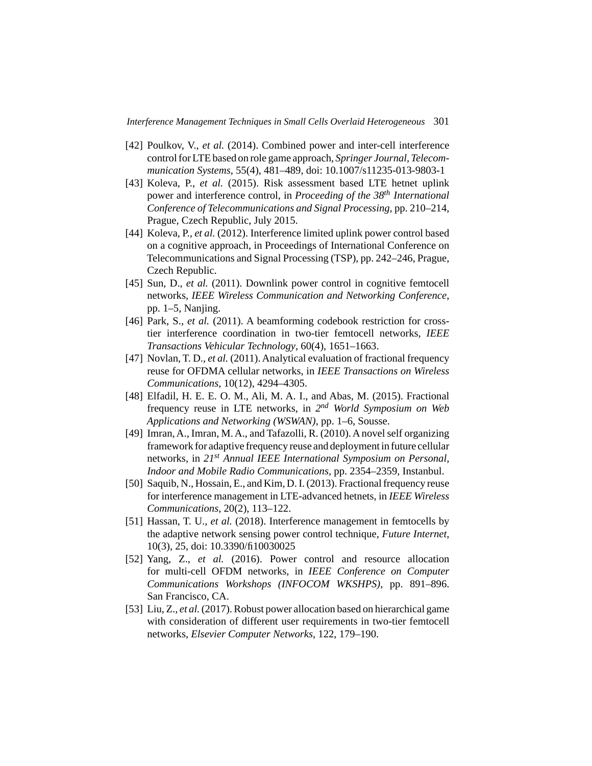[42] Poulkov, V., *et al.* (2014). Combined power and inter-cell interference control for LTE based on role game approach, *Springer Journal, Telecommunication Systems*, 55(4), 481–489, doi: 10.1007/s11235-013-9803-1

[43] Koleva, P., *et al.* (2015). Risk assessment based LTE hetnet uplink power and interference control, in *Proceeding of the 38th International Conference of Telecommunications and Signal Processing*, pp. 210–214, Prague, Czech Republic, July 2015.

[44] Koleva, P., *et al.* (2012). Interference limited uplink power control based on a cognitive approach, in Proceedings of International Conference on Telecommunications and Signal Processing (TSP), pp. 242–246, Prague, Czech Republic.

[45] Sun, D., *et al.* (2011). Downlink power control in cognitive femtocell networks, *IEEE Wireless Communication and Networking Conference*, pp. 1–5, Nanjing.

[46] Park, S., *et al.* (2011). A beamforming codebook restriction for cross-tier interference coordination in two-tier femtocell networks, *IEEE Transactions Vehicular Technology*, 60(4), 1651–1663.

[47] Novlan, T. D., *et al.* (2011). Analytical evaluation of fractional frequency reuse for OFDMA cellular networks, in *IEEE Transactions on Wireless Communications*, 10(12), 4294–4305.

[48] Elfadil, H. E. E. O. M., Ali, M. A. I., and Abas, M. (2015). Fractional frequency reuse in LTE networks, in *2nd World Symposium on Web Applications and Networking (WSWAN)*, pp. 1–6, Sousse.

[49] Imran, A., Imran, M. A., and Tafazolli, R. (2010). A novel self organizing framework for adaptive frequency reuse and deployment in future cellular networks, in *21st Annual IEEE International Symposium on Personal, Indoor and Mobile Radio Communications*, pp. 2354–2359, Instanbul.

[50] Saquib, N., Hossain, E., and Kim, D. I. (2013). Fractional frequency reuse for interference management in LTE-advanced hetnets, in *IEEE Wireless Communications*, 20(2), 113–122.

[51] Hassan, T. U., *et al.* (2018). Interference management in femtocells by the adaptive network sensing power control technique, *Future Internet*, 10(3), 25, doi: 10.3390/fi10030025

[52] Yang, Z., *et al.* (2016). Power control and resource allocation for multi-cell OFDM networks, in *IEEE Conference on Computer Communications Workshops (INFOCOM WKSHPS)*, pp. 891–896. San Francisco, CA.

[53] Liu, Z., *et al.* (2017). Robust power allocation based on hierarchical game with consideration of different user requirements in two-tier femtocell networks, *Elsevier Computer Networks*, 122, 179–190.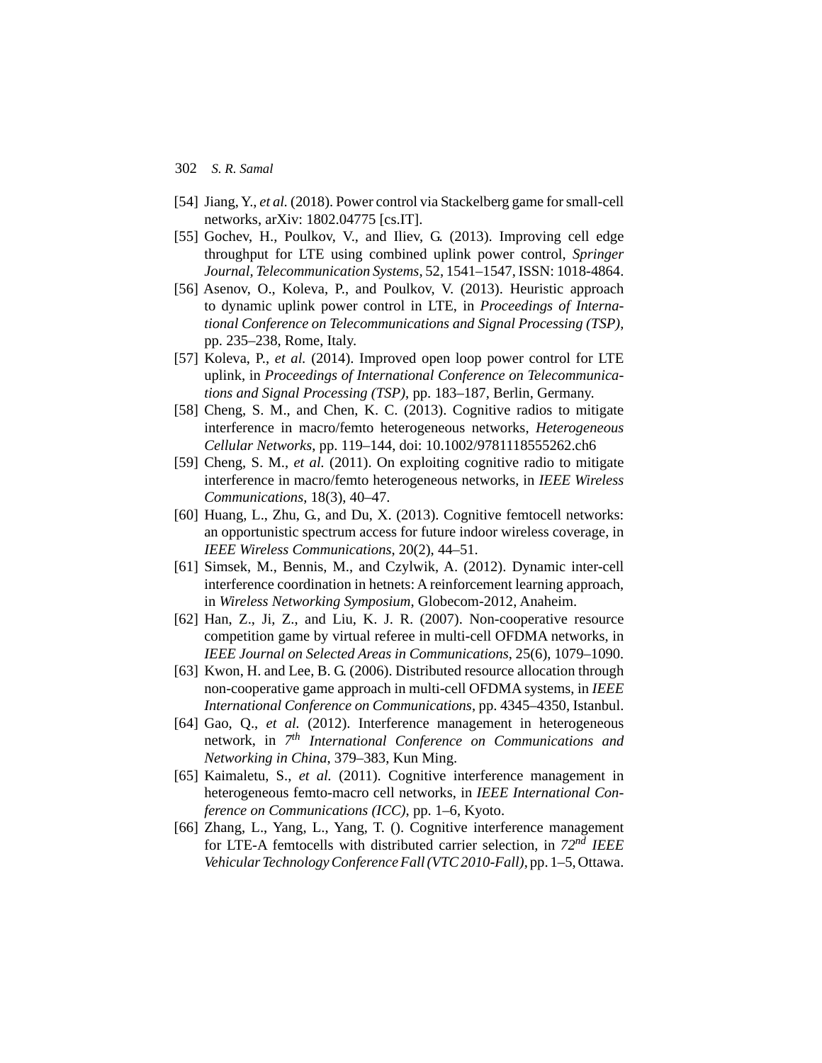[54] Jiang, Y., *et al.* (2018). Power control via Stackelberg game for small-cell networks, arXiv: 1802.04775 [cs.IT].

[55] Gochev, H., Poulkov, V., and Iliev, G. (2013). Improving cell edge throughput for LTE using combined uplink power control, *Springer Journal, Telecommunication Systems*, 52, 1541–1547, ISSN: 1018-4864.

[56] Asenov, O., Koleva, P., and Poulkov, V. (2013). Heuristic approach to dynamic uplink power control in LTE, in *Proceedings of International Conference on Telecommunications and Signal Processing (TSP)*, pp. 235–238, Rome, Italy.

[57] Koleva, P., *et al.* (2014). Improved open loop power control for LTE uplink, in *Proceedings of International Conference on Telecommunications and Signal Processing (TSP)*, pp. 183–187, Berlin, Germany.

[58] Cheng, S. M., and Chen, K. C. (2013). Cognitive radios to mitigate interference in macro/femto heterogeneous networks, *Heterogeneous Cellular Networks*, pp. 119–144, doi: 10.1002/9781118555262.ch6

[59] Cheng, S. M., *et al.* (2011). On exploiting cognitive radio to mitigate interference in macro/femto heterogeneous networks, in *IEEE Wireless Communications*, 18(3), 40–47.

[60] Huang, L., Zhu, G., and Du, X. (2013). Cognitive femtocell networks: an opportunistic spectrum access for future indoor wireless coverage, in *IEEE Wireless Communications*, 20(2), 44–51.

[61] Simsek, M., Bennis, M., and Czylwik, A. (2012). Dynamic inter-cell interference coordination in hetnets: A reinforcement learning approach, in *Wireless Networking Symposium*, Globecom-2012, Anaheim.

[62] Han, Z., Ji, Z., and Liu, K. J. R. (2007). Non-cooperative resource competition game by virtual referee in multi-cell OFDMA networks, in *IEEE Journal on Selected Areas in Communications*, 25(6), 1079–1090.

[63] Kwon, H. and Lee, B. G. (2006). Distributed resource allocation through non-cooperative game approach in multi-cell OFDMA systems, in *IEEE International Conference on Communications*, pp. 4345–4350, Istanbul.

[64] Gao, Q., *et al.* (2012). Interference management in heterogeneous network, in *7th International Conference on Communications and Networking in China*, 379–383, Kun Ming.

[65] Kaimaletu, S., *et al.* (2011). Cognitive interference management in heterogeneous femto-macro cell networks, in *IEEE International Conference on Communications (ICC)*, pp. 1–6, Kyoto.

[66] Zhang, L., Yang, L., Yang, T. (). Cognitive interference management for LTE-A femtocells with distributed carrier selection, in *72nd IEEE Vehicular Technology Conference Fall (VTC 2010-Fall)*, pp. 1–5, Ottawa.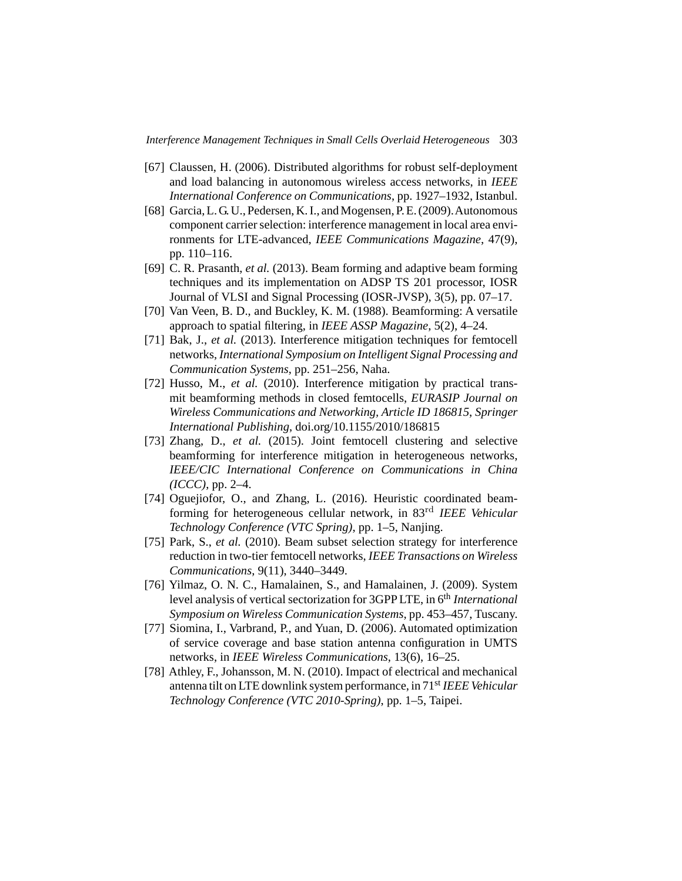[67] Claussen, H. (2006). Distributed algorithms for robust self-deployment and load balancing in autonomous wireless access networks, in *IEEE International Conference on Communications*, pp. 1927–1932, Istanbul.

[68] Garcia, L. G. U., Pedersen, K. I., and Mogensen, P. E. (2009). Autonomous component carrier selection: interference management in local area environments for LTE-advanced, *IEEE Communications Magazine*, 47(9), pp. 110–116.

[69] C. R. Prasanth, *et al.* (2013). Beam forming and adaptive beam forming techniques and its implementation on ADSP TS 201 processor, IOSR Journal of VLSI and Signal Processing (IOSR-JVSP), 3(5), pp. 07–17.

[70] Van Veen, B. D., and Buckley, K. M. (1988). Beamforming: A versatile approach to spatial filtering, in *IEEE ASSP Magazine*, 5(2), 4–24.

[71] Bak, J., *et al.* (2013). Interference mitigation techniques for femtocell networks, *International Symposium on Intelligent Signal Processing and Communication Systems*, pp. 251–256, Naha.

[72] Husso, M., *et al.* (2010). Interference mitigation by practical transmit beamforming methods in closed femtocells, *EURASIP Journal on Wireless Communications and Networking, Article ID 186815*, *Springer International Publishing*, doi.org/10.1155/2010/186815

[73] Zhang, D., *et al.* (2015). Joint femtocell clustering and selective beamforming for interference mitigation in heterogeneous networks, *IEEE/CIC International Conference on Communications in China (ICCC)*, pp. 2–4.

[74] Oguejiofor, O., and Zhang, L. (2016). Heuristic coordinated beamforming for heterogeneous cellular network, in 83rd *IEEE Vehicular Technology Conference (VTC Spring)*, pp. 1–5, Nanjing.

[75] Park, S., *et al.* (2010). Beam subset selection strategy for interference reduction in two-tier femtocell networks, *IEEE Transactions on Wireless Communications*, 9(11), 3440–3449.

[76] Yilmaz, O. N. C., Hamalainen, S., and Hamalainen, J. (2009). System level analysis of vertical sectorization for 3GPP LTE, in 6th *International Symposium on Wireless Communication Systems*, pp. 453–457, Tuscany.

[77] Siomina, I., Varbrand, P., and Yuan, D. (2006). Automated optimization of service coverage and base station antenna configuration in UMTS networks, in *IEEE Wireless Communications*, 13(6), 16–25.

[78] Athley, F., Johansson, M. N. (2010). Impact of electrical and mechanical antenna tilt on LTE downlink system performance, in 71st *IEEE Vehicular Technology Conference (VTC 2010-Spring)*, pp. 1–5, Taipei.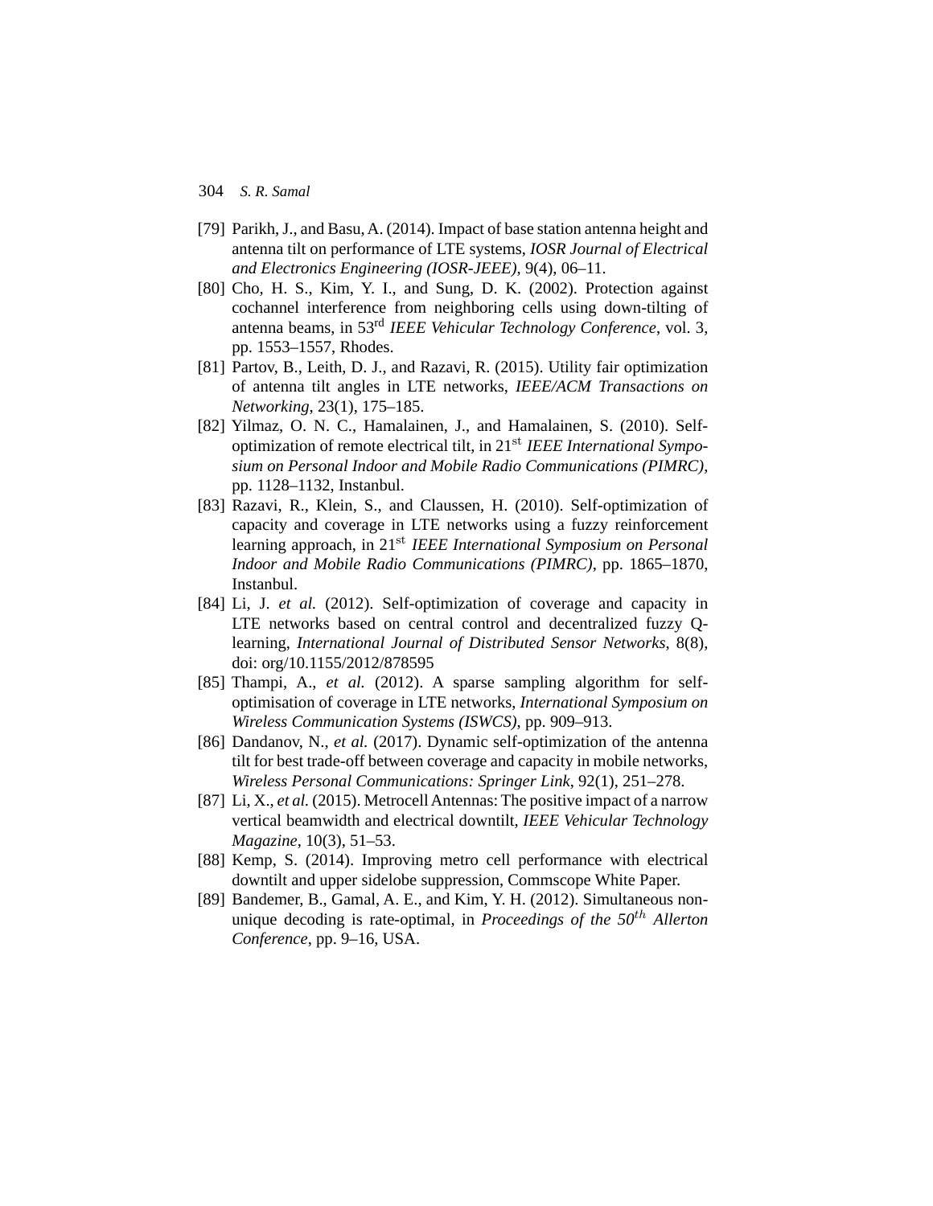[79] Parikh, J., and Basu, A. (2014). Impact of base station antenna height and antenna tilt on performance of LTE systems, *IOSR Journal of Electrical and Electronics Engineering (IOSR-JEEE)*, 9(4), 06–11.

[80] Cho, H. S., Kim, Y. I., and Sung, D. K. (2002). Protection against cochannel interference from neighboring cells using down-tilting of antenna beams, in 53$^{rd}$ *IEEE Vehicular Technology Conference*, vol. 3, pp. 1553–1557, Rhodes.

[81] Partov, B., Leith, D. J., and Razavi, R. (2015). Utility fair optimization of antenna tilt angles in LTE networks, *IEEE/ACM Transactions on Networking*, 23(1), 175–185.

[82] Yilmaz, O. N. C., Hamalainen, J., and Hamalainen, S. (2010). Self-optimization of remote electrical tilt, in 21$^{st}$ *IEEE International Symposium on Personal Indoor and Mobile Radio Communications (PIMRC)*, pp. 1128–1132, Instanbul.

[83] Razavi, R., Klein, S., and Claussen, H. (2010). Self-optimization of capacity and coverage in LTE networks using a fuzzy reinforcement learning approach, in 21$^{st}$ *IEEE International Symposium on Personal Indoor and Mobile Radio Communications (PIMRC)*, pp. 1865–1870, Instanbul.

[84] Li, J. *et al.* (2012). Self-optimization of coverage and capacity in LTE networks based on central control and decentralized fuzzy Q-learning, *International Journal of Distributed Sensor Networks*, 8(8), doi: org/10.1155/2012/878595

[85] Thampi, A., *et al.* (2012). A sparse sampling algorithm for self-optimisation of coverage in LTE networks, *International Symposium on Wireless Communication Systems (ISWCS)*, pp. 909–913.

[86] Dandanov, N., *et al.* (2017). Dynamic self-optimization of the antenna tilt for best trade-off between coverage and capacity in mobile networks, *Wireless Personal Communications: Springer Link*, 92(1), 251–278.

[87] Li, X., *et al.* (2015). Metrocell Antennas: The positive impact of a narrow vertical beamwidth and electrical downtilt, *IEEE Vehicular Technology Magazine*, 10(3), 51–53.

[88] Kemp, S. (2014). Improving metro cell performance with electrical downtilt and upper sidelobe suppression, Commscope White Paper.

[89] Bandemer, B., Gamal, A. E., and Kim, Y. H. (2012). Simultaneous non-unique decoding is rate-optimal, in *Proceedings of the 50$^{th}$ Allerton Conference*, pp. 9–16, USA.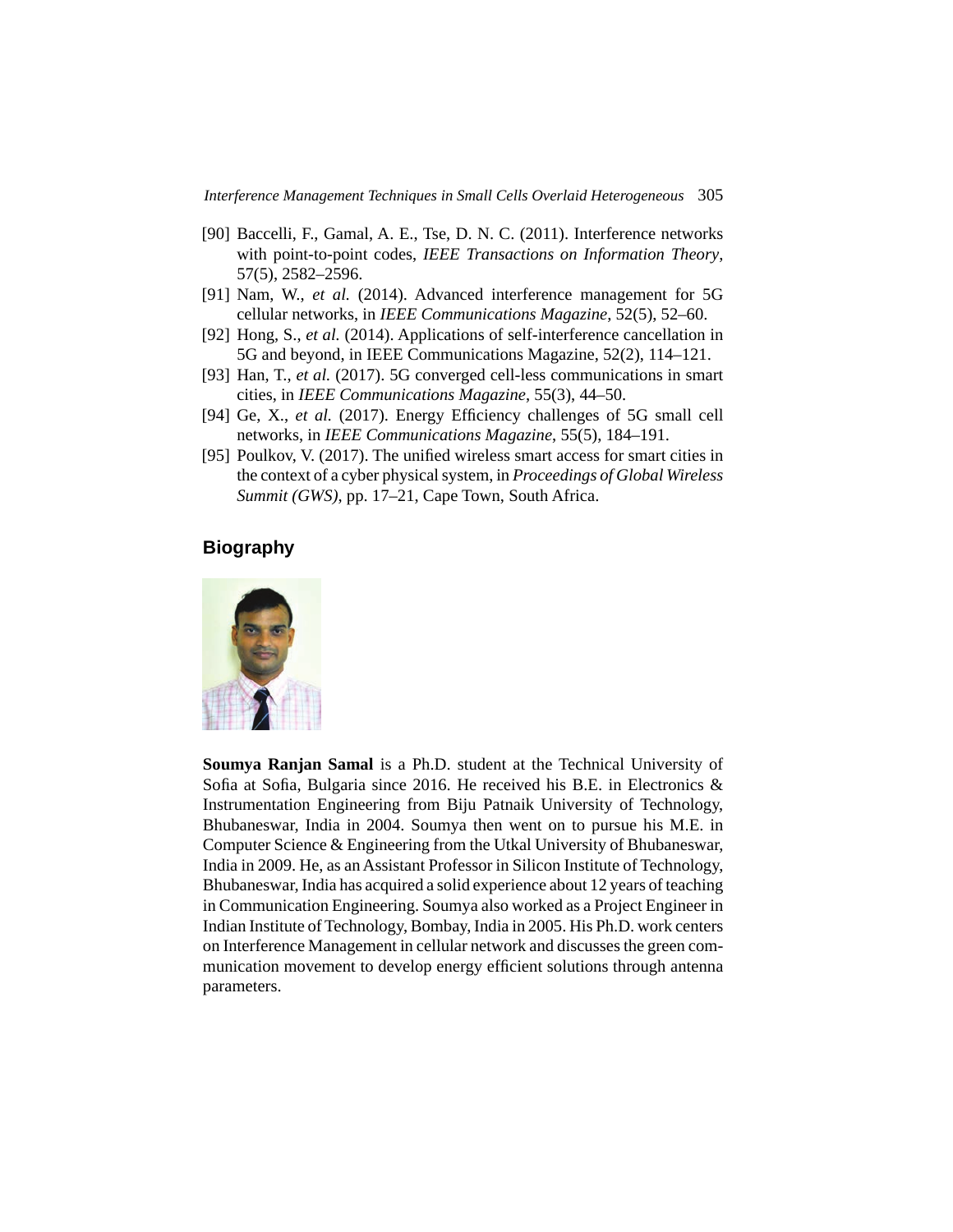[90] Baccelli, F., Gamal, A. E., Tse, D. N. C. (2011). Interference networks with point-to-point codes, *IEEE Transactions on Information Theory*, 57(5), 2582–2596.

[91] Nam, W., *et al.* (2014). Advanced interference management for 5G cellular networks, in *IEEE Communications Magazine*, 52(5), 52–60.

[92] Hong, S., *et al.* (2014). Applications of self-interference cancellation in 5G and beyond, in IEEE Communications Magazine, 52(2), 114–121.

[93] Han, T., *et al.* (2017). 5G converged cell-less communications in smart cities, in *IEEE Communications Magazine*, 55(3), 44–50.

[94] Ge, X., *et al.* (2017). Energy Efficiency challenges of 5G small cell networks, in *IEEE Communications Magazine*, 55(5), 184–191.

[95] Poulkov, V. (2017). The unified wireless smart access for smart cities in the context of a cyber physical system, in *Proceedings of Global Wireless Summit (GWS)*, pp. 17–21, Cape Town, South Africa.

## Biography

**Soumya Ranjan Samal** is a Ph.D. student at the Technical University of Sofia at Sofia, Bulgaria since 2016. He received his B.E. in Electronics & Instrumentation Engineering from Biju Patnaik University of Technology, Bhubaneswar, India in 2004. Soumya then went on to pursue his M.E. in Computer Science & Engineering from the Utkal University of Bhubaneswar, India in 2009. He, as an Assistant Professor in Silicon Institute of Technology, Bhubaneswar, India has acquired a solid experience about 12 years of teaching in Communication Engineering. Soumya also worked as a Project Engineer in Indian Institute of Technology, Bombay, India in 2005. His Ph.D. work centers on Interference Management in cellular network and discusses the green communication movement to develop energy efficient solutions through antenna parameters.